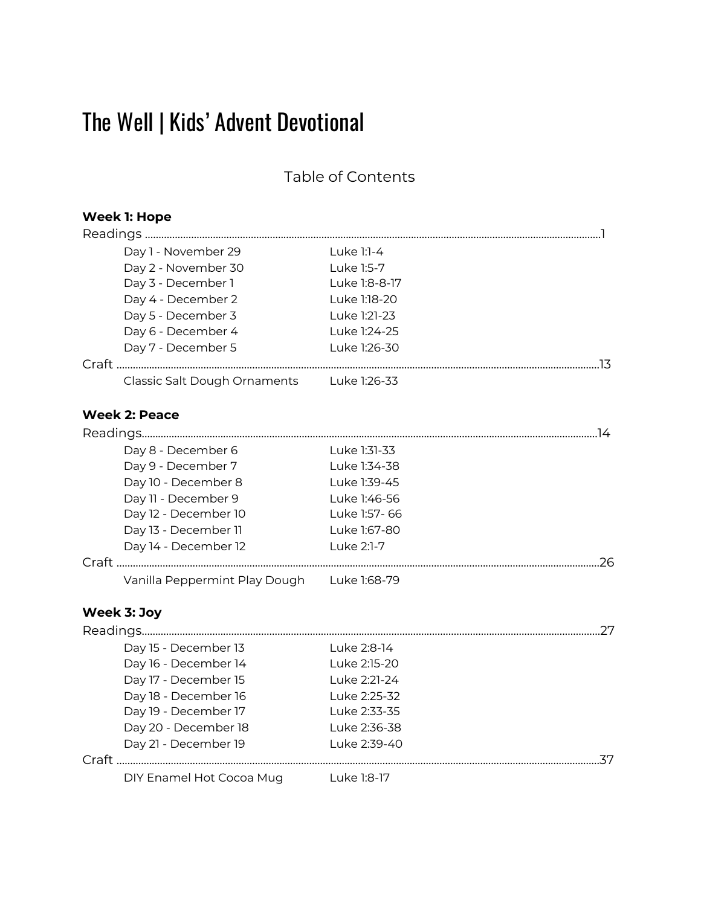# The Well | Kids' Advent Devotional

## Table of Contents

### Week 1: Hope

Readings ........................................................................................................................................ 1

| | |
|---|---|
| Day 1 - November 29 | Luke 1:1-4 |
| Day 2 - November 30 | Luke 1:5-7 |
| Day 3 - December 1 | Luke 1:8-8-17 |
| Day 4 - December 2 | Luke 1:18-20 |
| Day 5 - December 3 | Luke 1:21-23 |
| Day 6 - December 4 | Luke 1:24-25 |
| Day 7 - December 5 | Luke 1:26-30 |

Craft ........................................................................................................................................ 13

| | |
|---|---|
| Classic Salt Dough Ornaments | Luke 1:26-33 |

### Week 2: Peace

Readings........................................................................................................................................ 14

| | |
|---|---|
| Day 8 - December 6 | Luke 1:31-33 |
| Day 9 - December 7 | Luke 1:34-38 |
| Day 10 - December 8 | Luke 1:39-45 |
| Day 11 - December 9 | Luke 1:46-56 |
| Day 12 - December 10 | Luke 1:57- 66 |
| Day 13 - December 11 | Luke 1:67-80 |
| Day 14 - December 12 | Luke 2:1-7 |

Craft ........................................................................................................................................ 26

| | |
|---|---|
| Vanilla Peppermint Play Dough | Luke 1:68-79 |

### Week 3: Joy

Readings........................................................................................................................................ 27

| | |
|---|---|
| Day 15 - December 13 | Luke 2:8-14 |
| Day 16 - December 14 | Luke 2:15-20 |
| Day 17 - December 15 | Luke 2:21-24 |
| Day 18 - December 16 | Luke 2:25-32 |
| Day 19 - December 17 | Luke 2:33-35 |
| Day 20 - December 18 | Luke 2:36-38 |
| Day 21 - December 19 | Luke 2:39-40 |

Craft ........................................................................................................................................ 37

| | |
|---|---|
| DIY Enamel Hot Cocoa Mug | Luke 1:8-17 |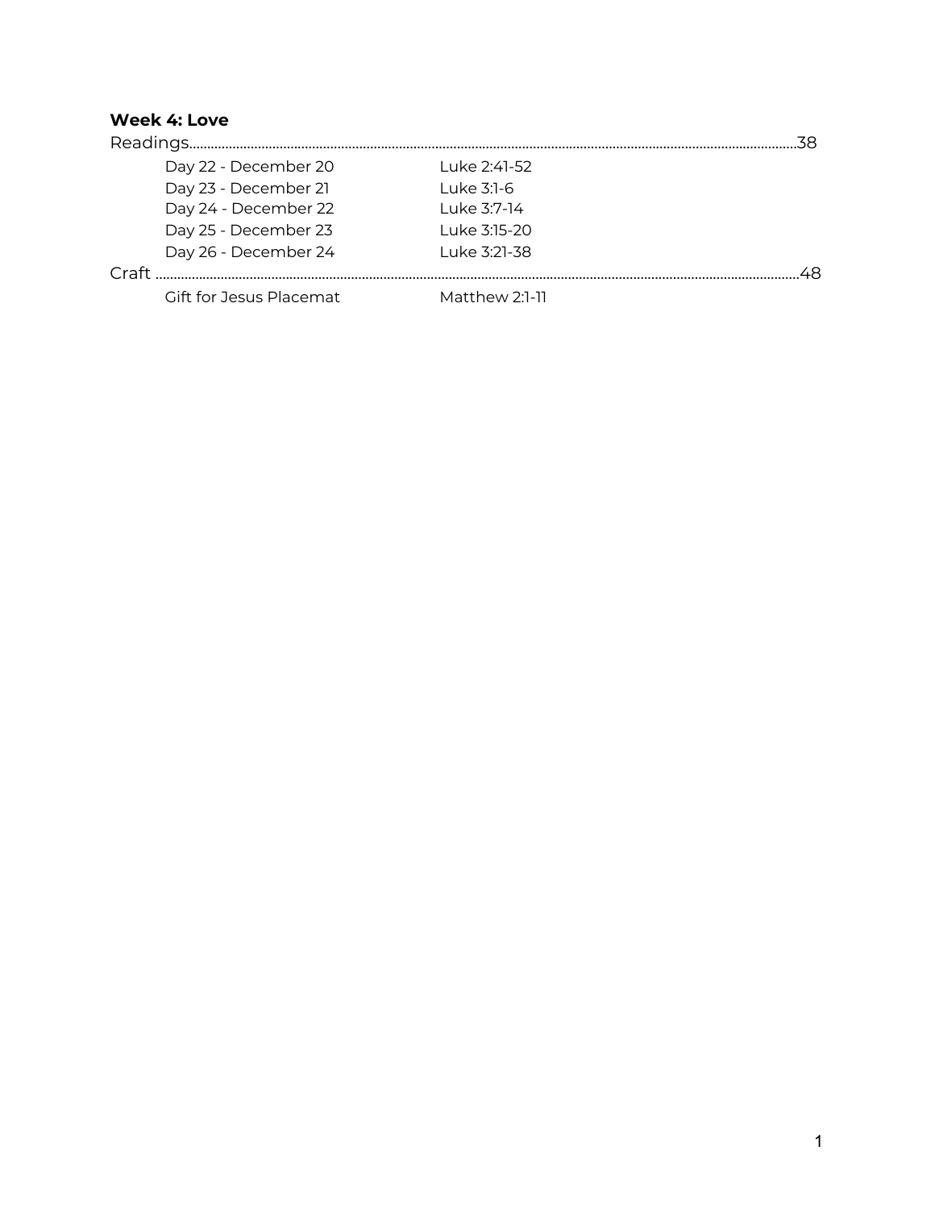**Week 4: Love**

Readings........................................................................................................................................................38

| | |
|---|---|
| Day 22 - December 20 | Luke 2:41-52 |
| Day 23 - December 21 | Luke 3:1-6 |
| Day 24 - December 22 | Luke 3:7-14 |
| Day 25 - December 23 | Luke 3:15-20 |
| Day 26 - December 24 | Luke 3:21-38 |

Craft ..............................................................................................................................................................48

| | |
|---|---|
| Gift for Jesus Placemat | Matthew 2:1-11 |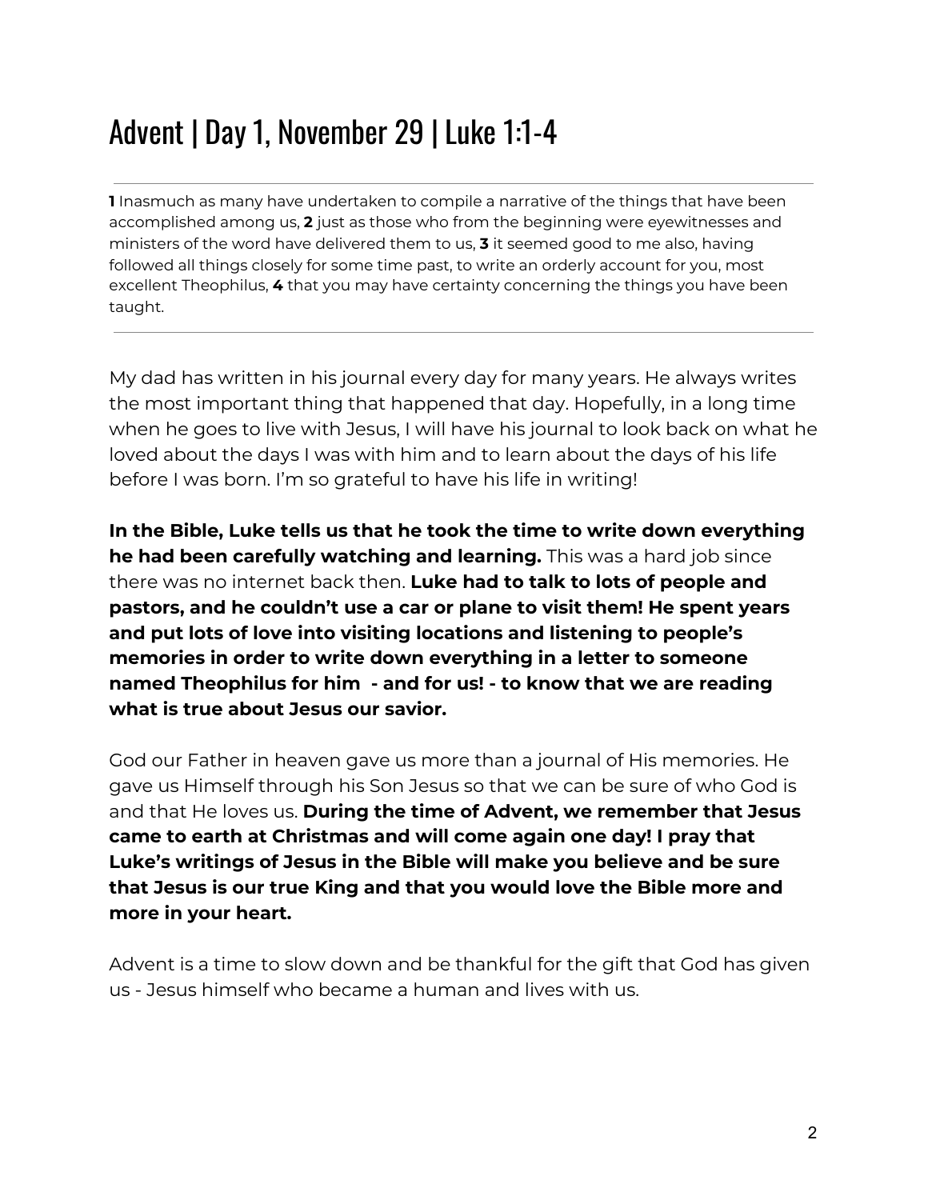# Advent | Day 1, November 29 | Luke 1:1-4

---

**1** Inasmuch as many have undertaken to compile a narrative of the things that have been accomplished among us, **2** just as those who from the beginning were eyewitnesses and ministers of the word have delivered them to us, **3** it seemed good to me also, having followed all things closely for some time past, to write an orderly account for you, most excellent Theophilus, **4** that you may have certainty concerning the things you have been taught.

---

My dad has written in his journal every day for many years. He always writes the most important thing that happened that day. Hopefully, in a long time when he goes to live with Jesus, I will have his journal to look back on what he loved about the days I was with him and to learn about the days of his life before I was born. I'm so grateful to have his life in writing!

**In the Bible, Luke tells us that he took the time to write down everything he had been carefully watching and learning.** This was a hard job since there was no internet back then. **Luke had to talk to lots of people and pastors, and he couldn't use a car or plane to visit them! He spent years and put lots of love into visiting locations and listening to people's memories in order to write down everything in a letter to someone named Theophilus for him - and for us! - to know that we are reading what is true about Jesus our savior.**

God our Father in heaven gave us more than a journal of His memories. He gave us Himself through his Son Jesus so that we can be sure of who God is and that He loves us. **During the time of Advent, we remember that Jesus came to earth at Christmas and will come again one day! I pray that Luke's writings of Jesus in the Bible will make you believe and be sure that Jesus is our true King and that you would love the Bible more and more in your heart.**

Advent is a time to slow down and be thankful for the gift that God has given us - Jesus himself who became a human and lives with us.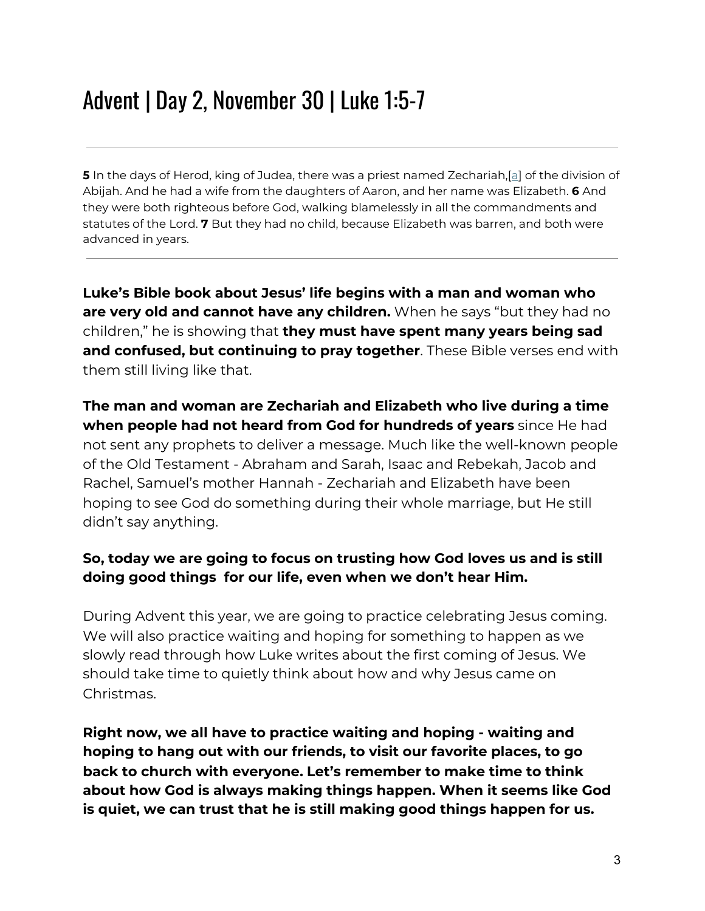# Advent | Day 2, November 30 | Luke 1:5-7

---

**5** In the days of Herod, king of Judea, there was a priest named Zechariah,[a] of the division of Abijah. And he had a wife from the daughters of Aaron, and her name was Elizabeth. **6** And they were both righteous before God, walking blamelessly in all the commandments and statutes of the Lord. **7** But they had no child, because Elizabeth was barren, and both were advanced in years.

---

**Luke's Bible book about Jesus' life begins with a man and woman who are very old and cannot have any children.** When he says "but they had no children," he is showing that **they must have spent many years being sad and confused, but continuing to pray together**. These Bible verses end with them still living like that.

**The man and woman are Zechariah and Elizabeth who live during a time when people had not heard from God for hundreds of years** since He had not sent any prophets to deliver a message. Much like the well-known people of the Old Testament - Abraham and Sarah, Isaac and Rebekah, Jacob and Rachel, Samuel's mother Hannah - Zechariah and Elizabeth have been hoping to see God do something during their whole marriage, but He still didn't say anything.

**So, today we are going to focus on trusting how God loves us and is still doing good things for our life, even when we don't hear Him.**

During Advent this year, we are going to practice celebrating Jesus coming. We will also practice waiting and hoping for something to happen as we slowly read through how Luke writes about the first coming of Jesus. We should take time to quietly think about how and why Jesus came on Christmas.

**Right now, we all have to practice waiting and hoping - waiting and hoping to hang out with our friends, to visit our favorite places, to go back to church with everyone. Let's remember to make time to think about how God is always making things happen. When it seems like God is quiet, we can trust that he is still making good things happen for us.**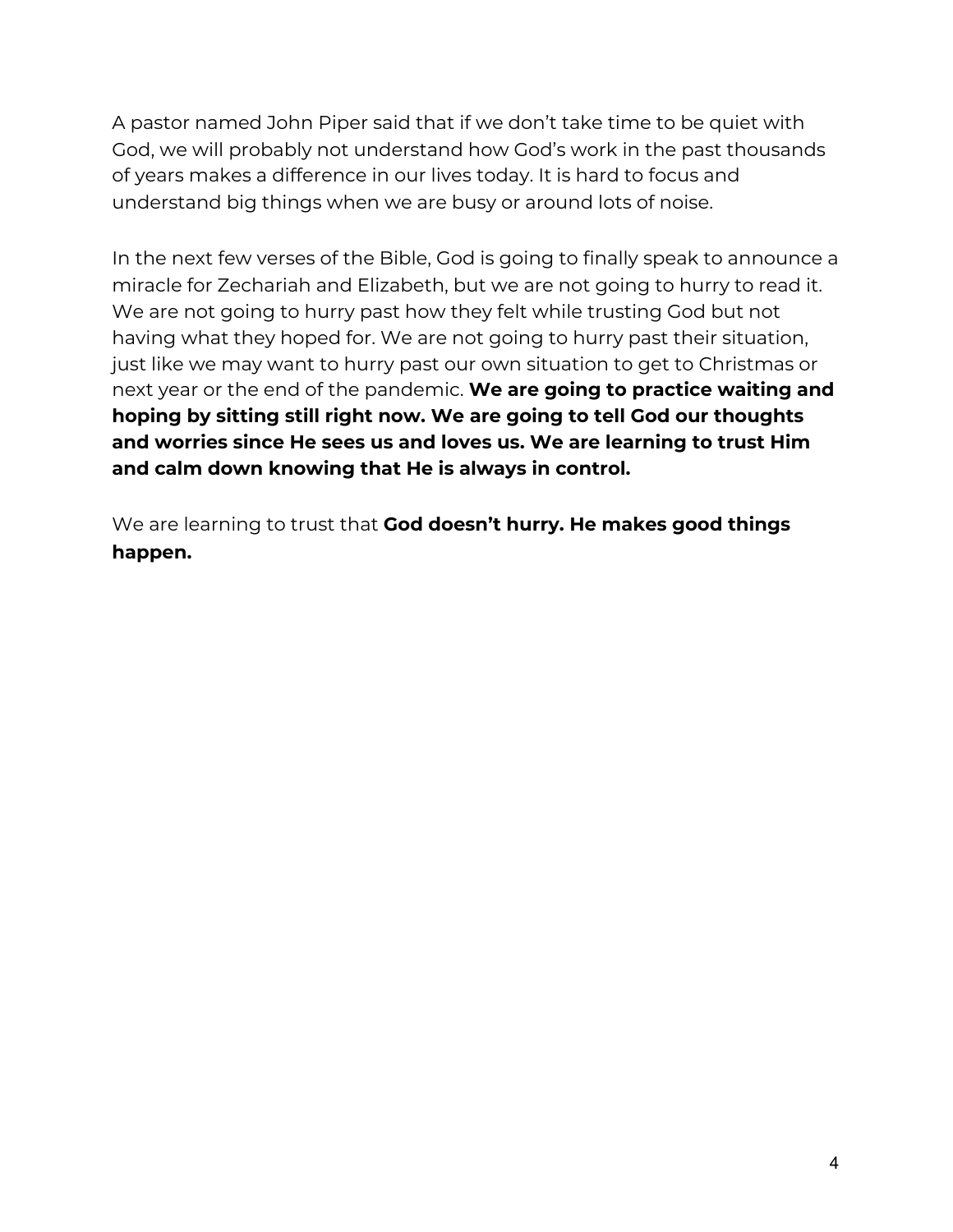A pastor named John Piper said that if we don't take time to be quiet with God, we will probably not understand how God's work in the past thousands of years makes a difference in our lives today. It is hard to focus and understand big things when we are busy or around lots of noise.

In the next few verses of the Bible, God is going to finally speak to announce a miracle for Zechariah and Elizabeth, but we are not going to hurry to read it. We are not going to hurry past how they felt while trusting God but not having what they hoped for. We are not going to hurry past their situation, just like we may want to hurry past our own situation to get to Christmas or next year or the end of the pandemic. **We are going to practice waiting and hoping by sitting still right now. We are going to tell God our thoughts and worries since He sees us and loves us. We are learning to trust Him and calm down knowing that He is always in control.**

We are learning to trust that **God doesn't hurry. He makes good things happen.**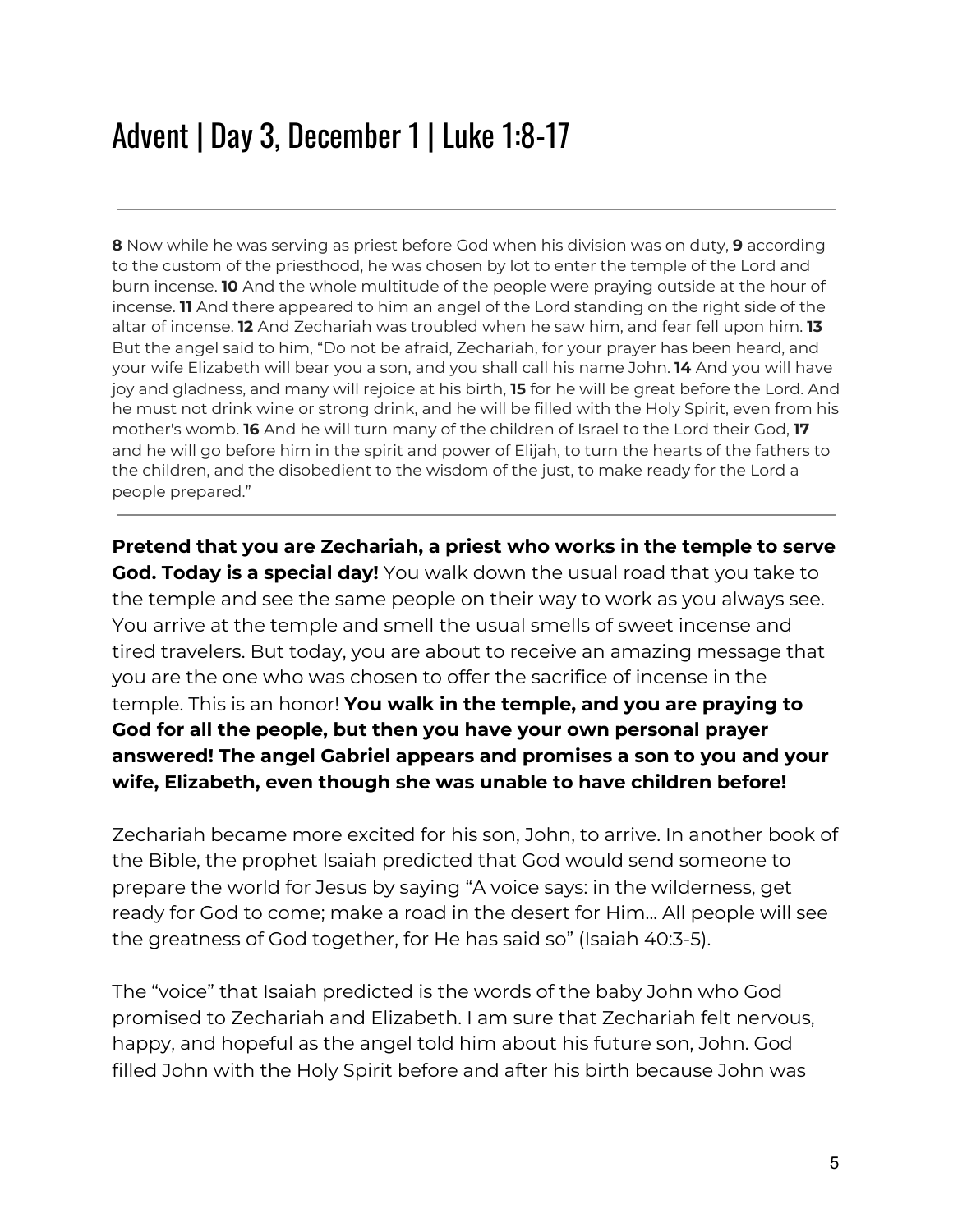# Advent | Day 3, December 1 | Luke 1:8-17

---

**8** Now while he was serving as priest before God when his division was on duty, **9** according to the custom of the priesthood, he was chosen by lot to enter the temple of the Lord and burn incense. **10** And the whole multitude of the people were praying outside at the hour of incense. **11** And there appeared to him an angel of the Lord standing on the right side of the altar of incense. **12** And Zechariah was troubled when he saw him, and fear fell upon him. **13** But the angel said to him, "Do not be afraid, Zechariah, for your prayer has been heard, and your wife Elizabeth will bear you a son, and you shall call his name John. **14** And you will have joy and gladness, and many will rejoice at his birth, **15** for he will be great before the Lord. And he must not drink wine or strong drink, and he will be filled with the Holy Spirit, even from his mother's womb. **16** And he will turn many of the children of Israel to the Lord their God, **17** and he will go before him in the spirit and power of Elijah, to turn the hearts of the fathers to the children, and the disobedient to the wisdom of the just, to make ready for the Lord a people prepared."

---

**Pretend that you are Zechariah, a priest who works in the temple to serve God. Today is a special day!** You walk down the usual road that you take to the temple and see the same people on their way to work as you always see. You arrive at the temple and smell the usual smells of sweet incense and tired travelers. But today, you are about to receive an amazing message that you are the one who was chosen to offer the sacrifice of incense in the temple. This is an honor! **You walk in the temple, and you are praying to God for all the people, but then you have your own personal prayer answered! The angel Gabriel appears and promises a son to you and your wife, Elizabeth, even though she was unable to have children before!**

Zechariah became more excited for his son, John, to arrive. In another book of the Bible, the prophet Isaiah predicted that God would send someone to prepare the world for Jesus by saying "A voice says: in the wilderness, get ready for God to come; make a road in the desert for Him... All people will see the greatness of God together, for He has said so" (Isaiah 40:3-5).

The "voice" that Isaiah predicted is the words of the baby John who God promised to Zechariah and Elizabeth. I am sure that Zechariah felt nervous, happy, and hopeful as the angel told him about his future son, John. God filled John with the Holy Spirit before and after his birth because John was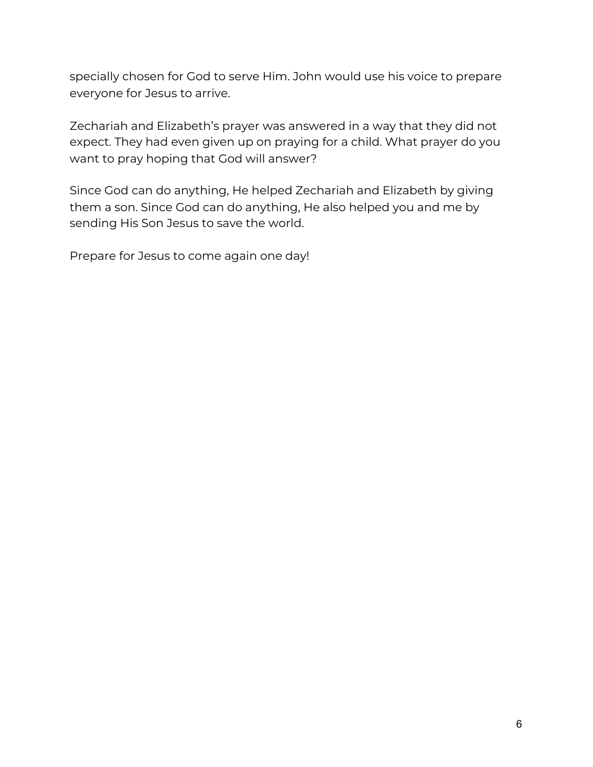specially chosen for God to serve Him. John would use his voice to prepare everyone for Jesus to arrive.

Zechariah and Elizabeth's prayer was answered in a way that they did not expect. They had even given up on praying for a child. What prayer do you want to pray hoping that God will answer?

Since God can do anything, He helped Zechariah and Elizabeth by giving them a son. Since God can do anything, He also helped you and me by sending His Son Jesus to save the world.

Prepare for Jesus to come again one day!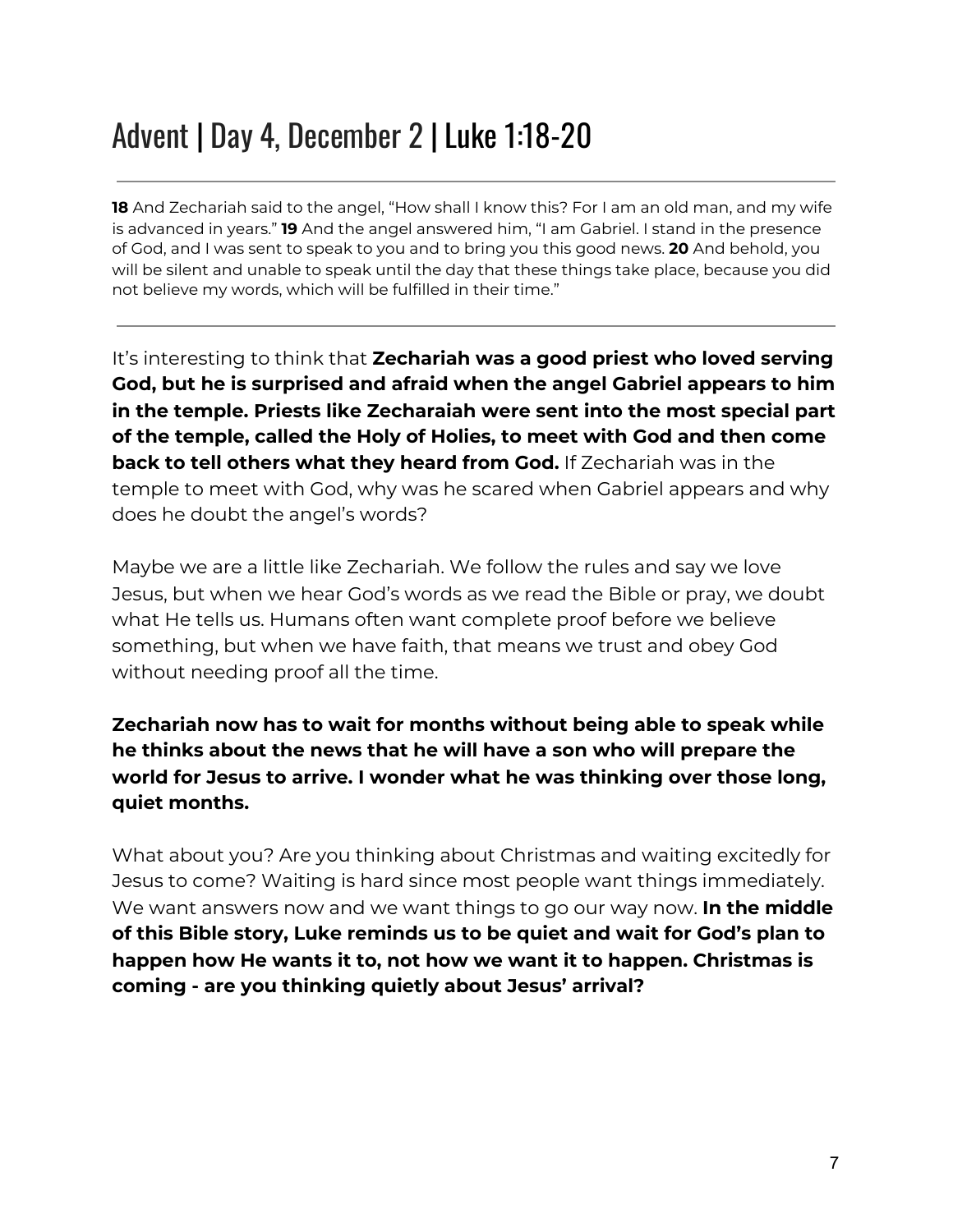# Advent | Day 4, December 2 | Luke 1:18-20

---

**18** And Zechariah said to the angel, "How shall I know this? For I am an old man, and my wife is advanced in years." **19** And the angel answered him, "I am Gabriel. I stand in the presence of God, and I was sent to speak to you and to bring you this good news. **20** And behold, you will be silent and unable to speak until the day that these things take place, because you did not believe my words, which will be fulfilled in their time."

---

It's interesting to think that **Zechariah was a good priest who loved serving God, but he is surprised and afraid when the angel Gabriel appears to him in the temple. Priests like Zecharaiah were sent into the most special part of the temple, called the Holy of Holies, to meet with God and then come back to tell others what they heard from God.** If Zechariah was in the temple to meet with God, why was he scared when Gabriel appears and why does he doubt the angel's words?

Maybe we are a little like Zechariah. We follow the rules and say we love Jesus, but when we hear God's words as we read the Bible or pray, we doubt what He tells us. Humans often want complete proof before we believe something, but when we have faith, that means we trust and obey God without needing proof all the time.

**Zechariah now has to wait for months without being able to speak while he thinks about the news that he will have a son who will prepare the world for Jesus to arrive. I wonder what he was thinking over those long, quiet months.**

What about you? Are you thinking about Christmas and waiting excitedly for Jesus to come? Waiting is hard since most people want things immediately. We want answers now and we want things to go our way now. **In the middle of this Bible story, Luke reminds us to be quiet and wait for God's plan to happen how He wants it to, not how we want it to happen. Christmas is coming - are you thinking quietly about Jesus' arrival?**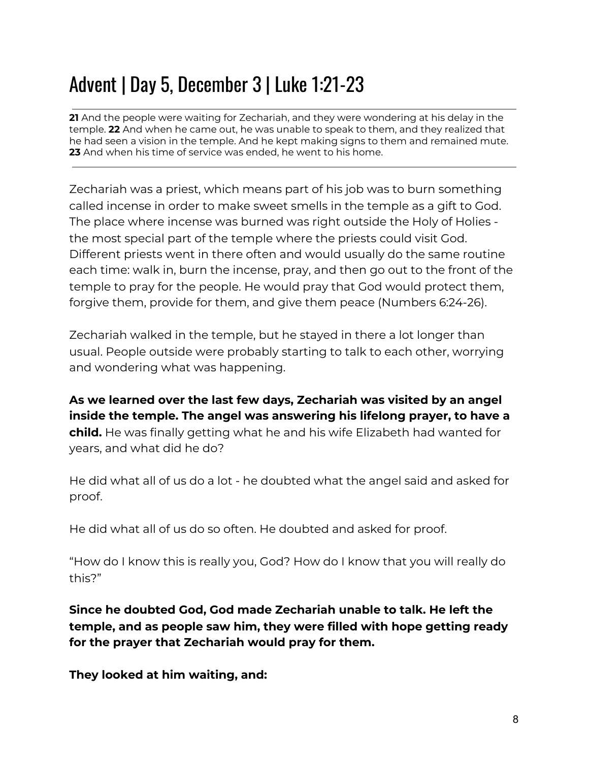# Advent | Day 5, December 3 | Luke 1:21-23

---

**21** And the people were waiting for Zechariah, and they were wondering at his delay in the temple. **22** And when he came out, he was unable to speak to them, and they realized that he had seen a vision in the temple. And he kept making signs to them and remained mute. **23** And when his time of service was ended, he went to his home.

---

Zechariah was a priest, which means part of his job was to burn something called incense in order to make sweet smells in the temple as a gift to God. The place where incense was burned was right outside the Holy of Holies - the most special part of the temple where the priests could visit God. Different priests went in there often and would usually do the same routine each time: walk in, burn the incense, pray, and then go out to the front of the temple to pray for the people. He would pray that God would protect them, forgive them, provide for them, and give them peace (Numbers 6:24-26).

Zechariah walked in the temple, but he stayed in there a lot longer than usual. People outside were probably starting to talk to each other, worrying and wondering what was happening.

**As we learned over the last few days, Zechariah was visited by an angel inside the temple. The angel was answering his lifelong prayer, to have a child.** He was finally getting what he and his wife Elizabeth had wanted for years, and what did he do?

He did what all of us do a lot - he doubted what the angel said and asked for proof.

He did what all of us do so often. He doubted and asked for proof.

"How do I know this is really you, God? How do I know that you will really do this?"

**Since he doubted God, God made Zechariah unable to talk. He left the temple, and as people saw him, they were filled with hope getting ready for the prayer that Zechariah would pray for them.**

**They looked at him waiting, and:**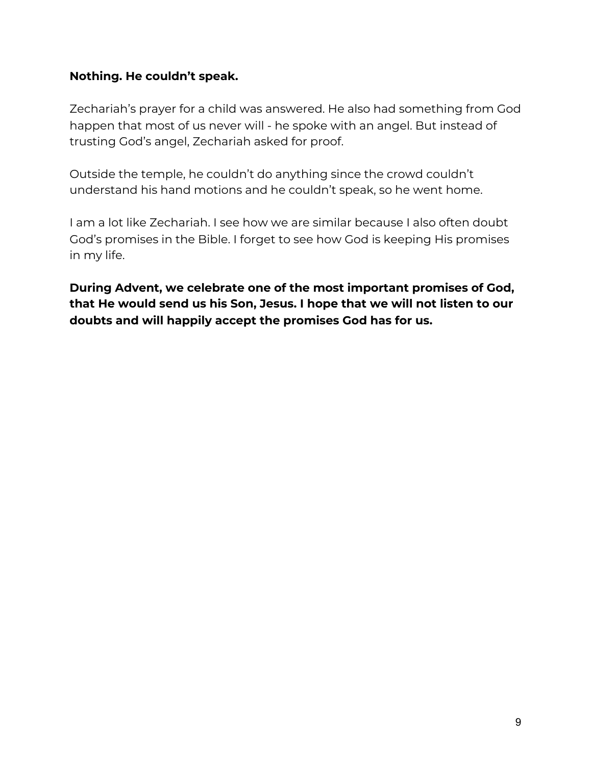**Nothing. He couldn't speak.**

Zechariah's prayer for a child was answered. He also had something from God happen that most of us never will - he spoke with an angel. But instead of trusting God's angel, Zechariah asked for proof.

Outside the temple, he couldn't do anything since the crowd couldn't understand his hand motions and he couldn't speak, so he went home.

I am a lot like Zechariah. I see how we are similar because I also often doubt God's promises in the Bible. I forget to see how God is keeping His promises in my life.

**During Advent, we celebrate one of the most important promises of God, that He would send us his Son, Jesus. I hope that we will not listen to our doubts and will happily accept the promises God has for us.**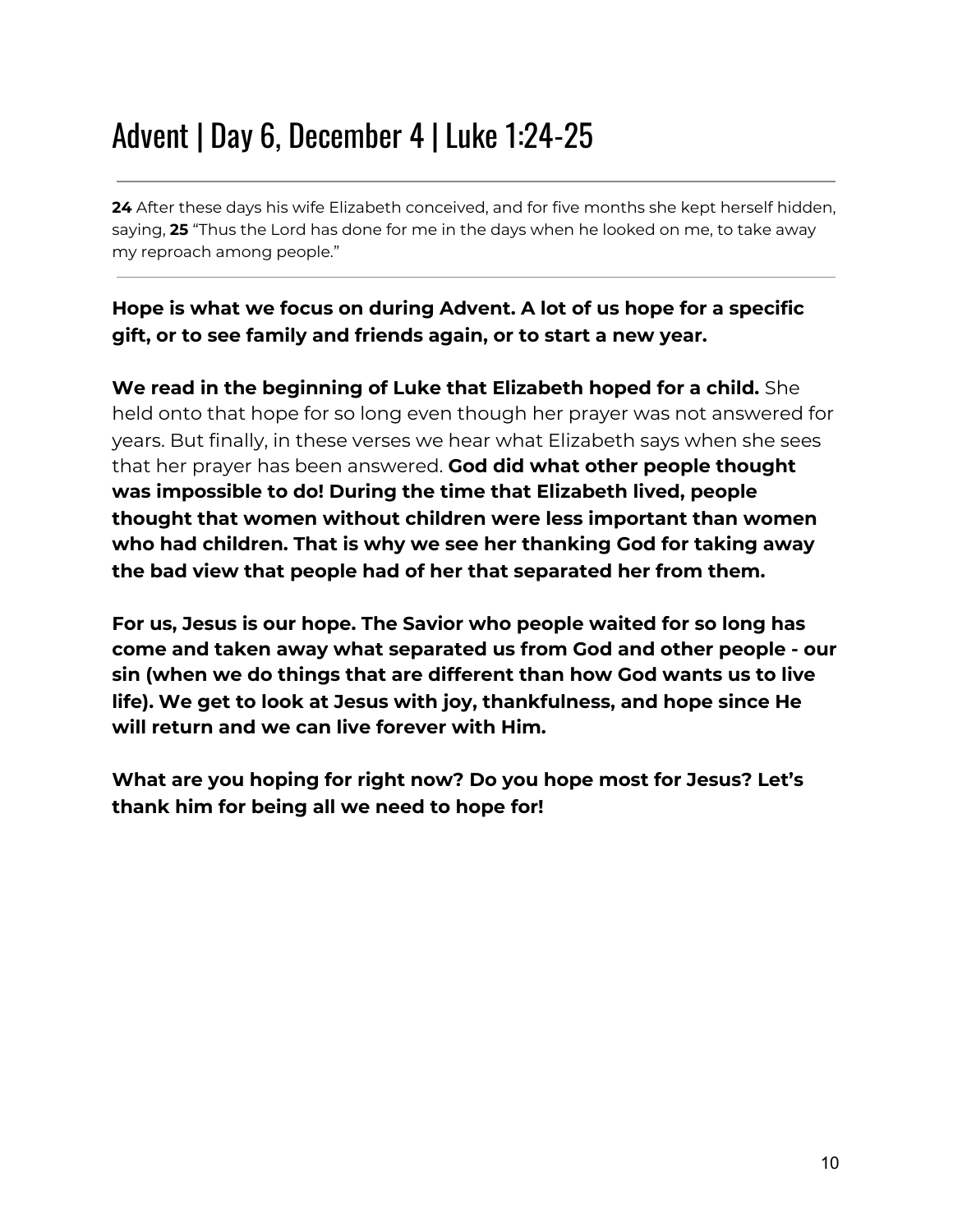# Advent | Day 6, December 4 | Luke 1:24-25

---

**24** After these days his wife Elizabeth conceived, and for five months she kept herself hidden, saying, **25** "Thus the Lord has done for me in the days when he looked on me, to take away my reproach among people."

---

**Hope is what we focus on during Advent. A lot of us hope for a specific gift, or to see family and friends again, or to start a new year.**

**We read in the beginning of Luke that Elizabeth hoped for a child.** She held onto that hope for so long even though her prayer was not answered for years. But finally, in these verses we hear what Elizabeth says when she sees that her prayer has been answered. **God did what other people thought was impossible to do! During the time that Elizabeth lived, people thought that women without children were less important than women who had children. That is why we see her thanking God for taking away the bad view that people had of her that separated her from them.**

**For us, Jesus is our hope. The Savior who people waited for so long has come and taken away what separated us from God and other people - our sin (when we do things that are different than how God wants us to live life). We get to look at Jesus with joy, thankfulness, and hope since He will return and we can live forever with Him.**

**What are you hoping for right now? Do you hope most for Jesus? Let's thank him for being all we need to hope for!**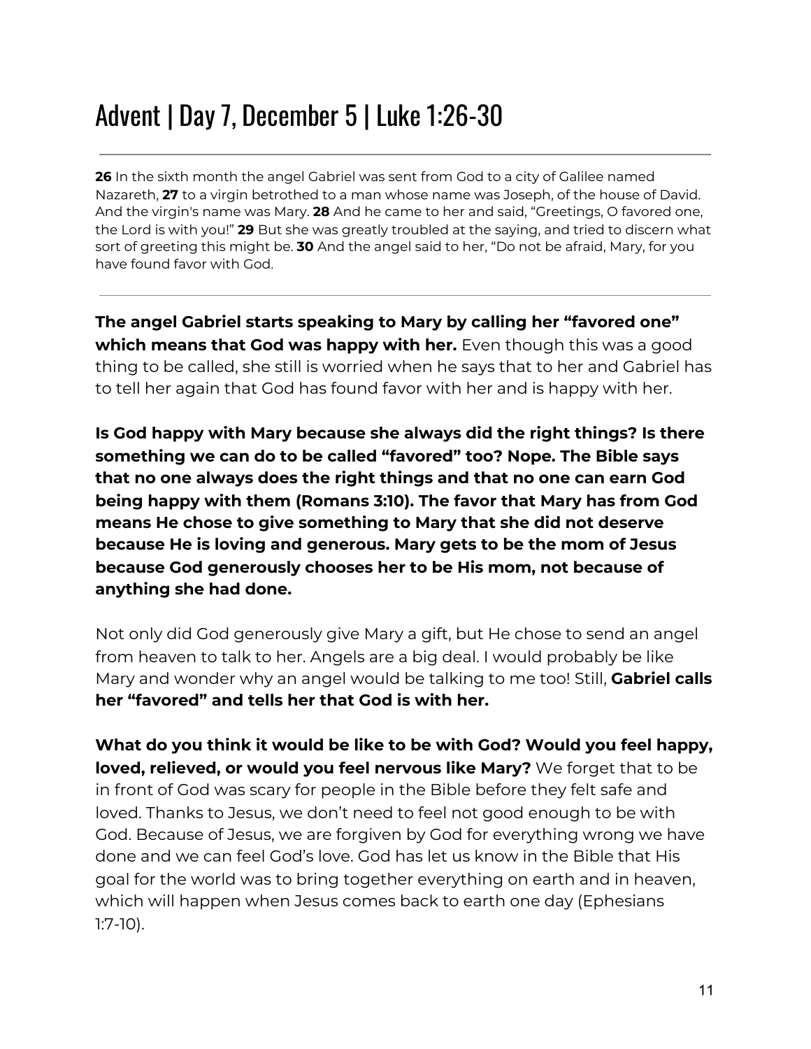# Advent | Day 7, December 5 | Luke 1:26-30

---

**26** In the sixth month the angel Gabriel was sent from God to a city of Galilee named Nazareth, **27** to a virgin betrothed to a man whose name was Joseph, of the house of David. And the virgin's name was Mary. **28** And he came to her and said, "Greetings, O favored one, the Lord is with you!" **29** But she was greatly troubled at the saying, and tried to discern what sort of greeting this might be. **30** And the angel said to her, "Do not be afraid, Mary, for you have found favor with God.

---

**The angel Gabriel starts speaking to Mary by calling her "favored one" which means that God was happy with her.** Even though this was a good thing to be called, she still is worried when he says that to her and Gabriel has to tell her again that God has found favor with her and is happy with her.

**Is God happy with Mary because she always did the right things? Is there something we can do to be called "favored" too? Nope. The Bible says that no one always does the right things and that no one can earn God being happy with them (Romans 3:10). The favor that Mary has from God means He chose to give something to Mary that she did not deserve because He is loving and generous. Mary gets to be the mom of Jesus because God generously chooses her to be His mom, not because of anything she had done.**

Not only did God generously give Mary a gift, but He chose to send an angel from heaven to talk to her. Angels are a big deal. I would probably be like Mary and wonder why an angel would be talking to me too! Still, **Gabriel calls her "favored" and tells her that God is with her.**

**What do you think it would be like to be with God? Would you feel happy, loved, relieved, or would you feel nervous like Mary?** We forget that to be in front of God was scary for people in the Bible before they felt safe and loved. Thanks to Jesus, we don't need to feel not good enough to be with God. Because of Jesus, we are forgiven by God for everything wrong we have done and we can feel God's love. God has let us know in the Bible that His goal for the world was to bring together everything on earth and in heaven, which will happen when Jesus comes back to earth one day (Ephesians 1:7-10).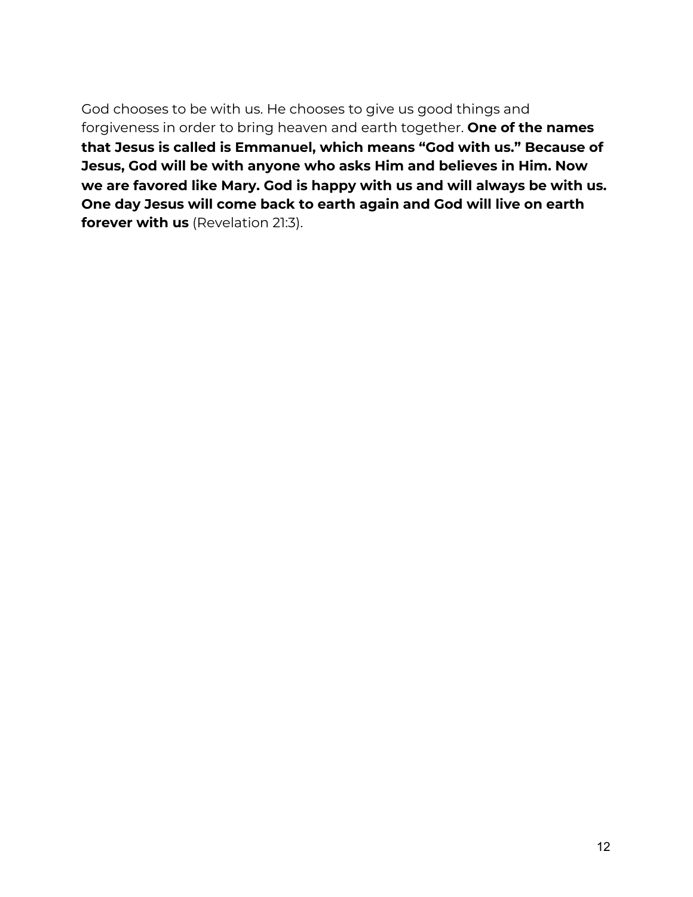God chooses to be with us. He chooses to give us good things and forgiveness in order to bring heaven and earth together. **One of the names that Jesus is called is Emmanuel, which means "God with us." Because of Jesus, God will be with anyone who asks Him and believes in Him. Now we are favored like Mary. God is happy with us and will always be with us. One day Jesus will come back to earth again and God will live on earth forever with us** (Revelation 21:3).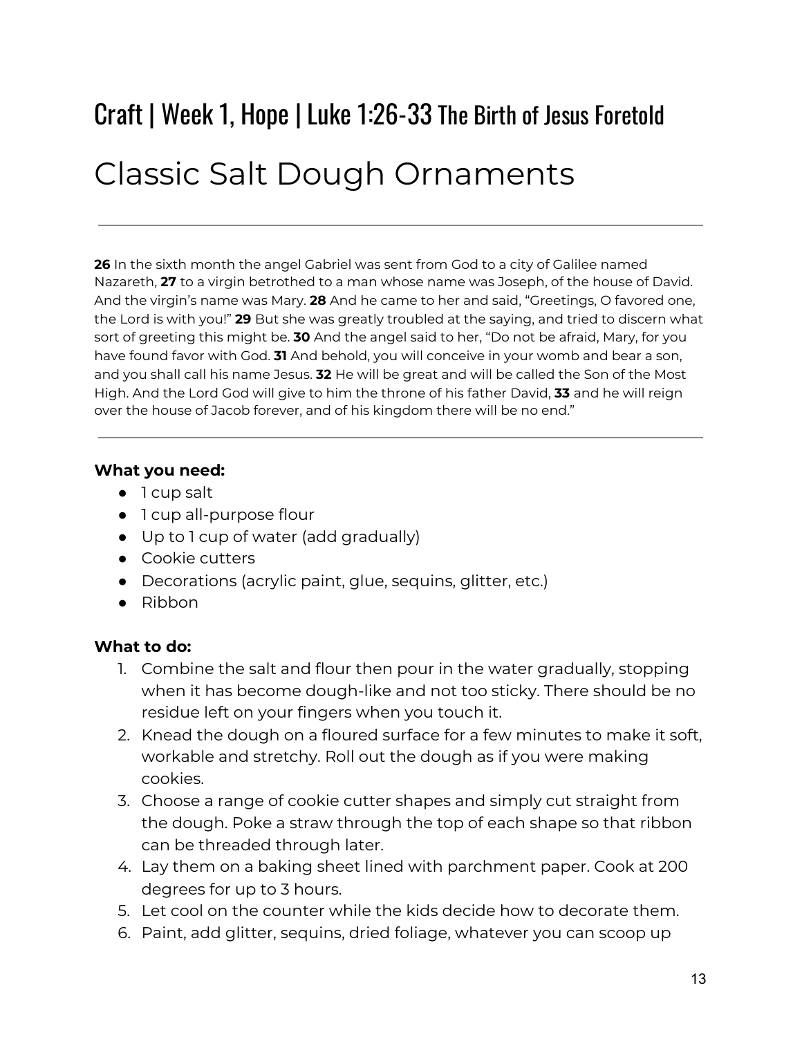## Craft | Week 1, Hope | Luke 1:26-33 The Birth of Jesus Foretold

# Classic Salt Dough Ornaments

---

**26** In the sixth month the angel Gabriel was sent from God to a city of Galilee named Nazareth, **27** to a virgin betrothed to a man whose name was Joseph, of the house of David. And the virgin's name was Mary. **28** And he came to her and said, "Greetings, O favored one, the Lord is with you!" **29** But she was greatly troubled at the saying, and tried to discern what sort of greeting this might be. **30** And the angel said to her, "Do not be afraid, Mary, for you have found favor with God. **31** And behold, you will conceive in your womb and bear a son, and you shall call his name Jesus. **32** He will be great and will be called the Son of the Most High. And the Lord God will give to him the throne of his father David, **33** and he will reign over the house of Jacob forever, and of his kingdom there will be no end."

---

**What you need:**

- 1 cup salt
- 1 cup all-purpose flour
- Up to 1 cup of water (add gradually)
- Cookie cutters
- Decorations (acrylic paint, glue, sequins, glitter, etc.)
- Ribbon

**What to do:**

1. Combine the salt and flour then pour in the water gradually, stopping when it has become dough-like and not too sticky. There should be no residue left on your fingers when you touch it.
2. Knead the dough on a floured surface for a few minutes to make it soft, workable and stretchy. Roll out the dough as if you were making cookies.
3. Choose a range of cookie cutter shapes and simply cut straight from the dough. Poke a straw through the top of each shape so that ribbon can be threaded through later.
4. Lay them on a baking sheet lined with parchment paper. Cook at 200 degrees for up to 3 hours.
5. Let cool on the counter while the kids decide how to decorate them.
6. Paint, add glitter, sequins, dried foliage, whatever you can scoop up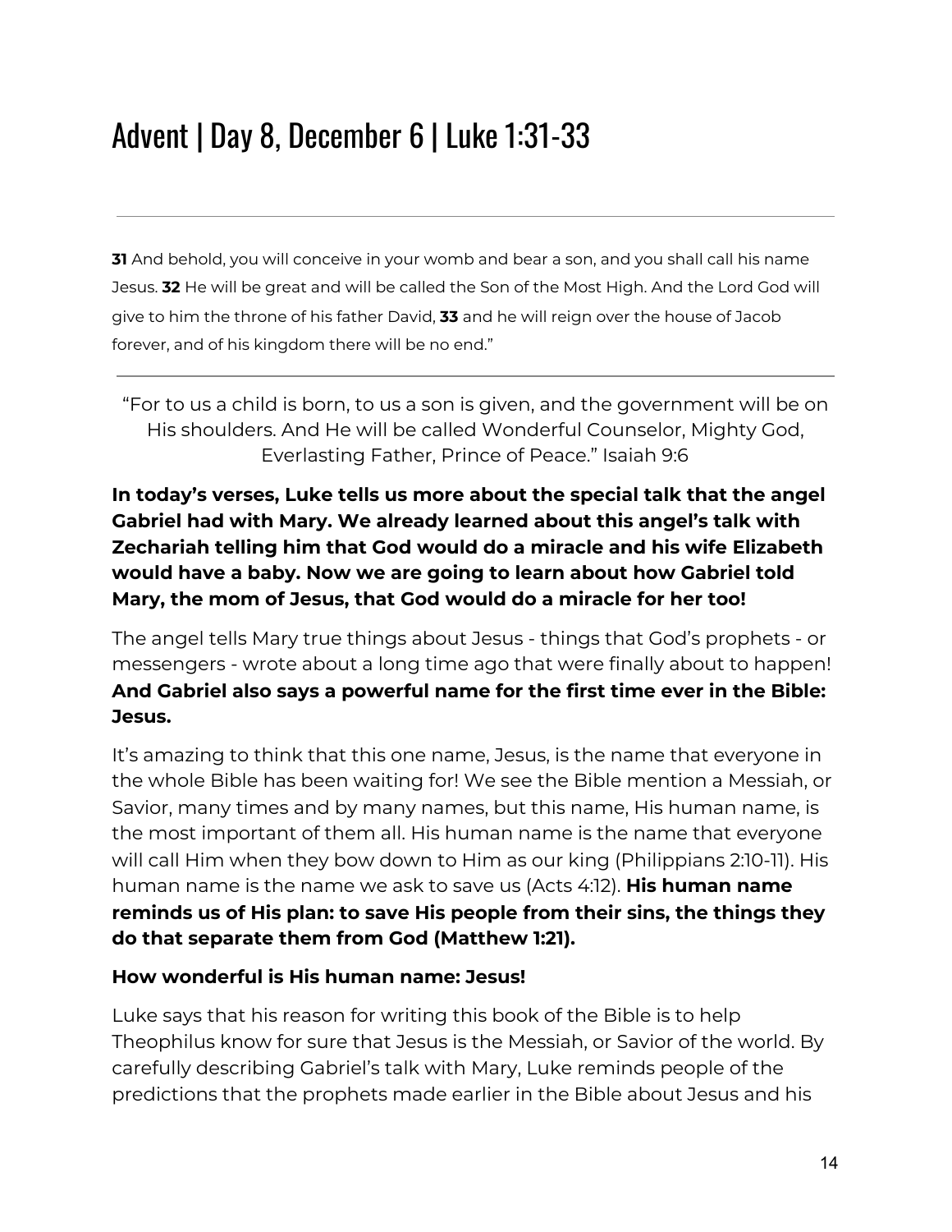# Advent | Day 8, December 6 | Luke 1:31-33

---

**31** And behold, you will conceive in your womb and bear a son, and you shall call his name Jesus. **32** He will be great and will be called the Son of the Most High. And the Lord God will give to him the throne of his father David, **33** and he will reign over the house of Jacob forever, and of his kingdom there will be no end."

---

"For to us a child is born, to us a son is given, and the government will be on His shoulders. And He will be called Wonderful Counselor, Mighty God, Everlasting Father, Prince of Peace." Isaiah 9:6

**In today's verses, Luke tells us more about the special talk that the angel Gabriel had with Mary. We already learned about this angel's talk with Zechariah telling him that God would do a miracle and his wife Elizabeth would have a baby. Now we are going to learn about how Gabriel told Mary, the mom of Jesus, that God would do a miracle for her too!**

The angel tells Mary true things about Jesus - things that God's prophets - or messengers - wrote about a long time ago that were finally about to happen! **And Gabriel also says a powerful name for the first time ever in the Bible: Jesus.**

It's amazing to think that this one name, Jesus, is the name that everyone in the whole Bible has been waiting for! We see the Bible mention a Messiah, or Savior, many times and by many names, but this name, His human name, is the most important of them all. His human name is the name that everyone will call Him when they bow down to Him as our king (Philippians 2:10-11). His human name is the name we ask to save us (Acts 4:12). **His human name reminds us of His plan: to save His people from their sins, the things they do that separate them from God (Matthew 1:21).**

**How wonderful is His human name: Jesus!**

Luke says that his reason for writing this book of the Bible is to help Theophilus know for sure that Jesus is the Messiah, or Savior of the world. By carefully describing Gabriel's talk with Mary, Luke reminds people of the predictions that the prophets made earlier in the Bible about Jesus and his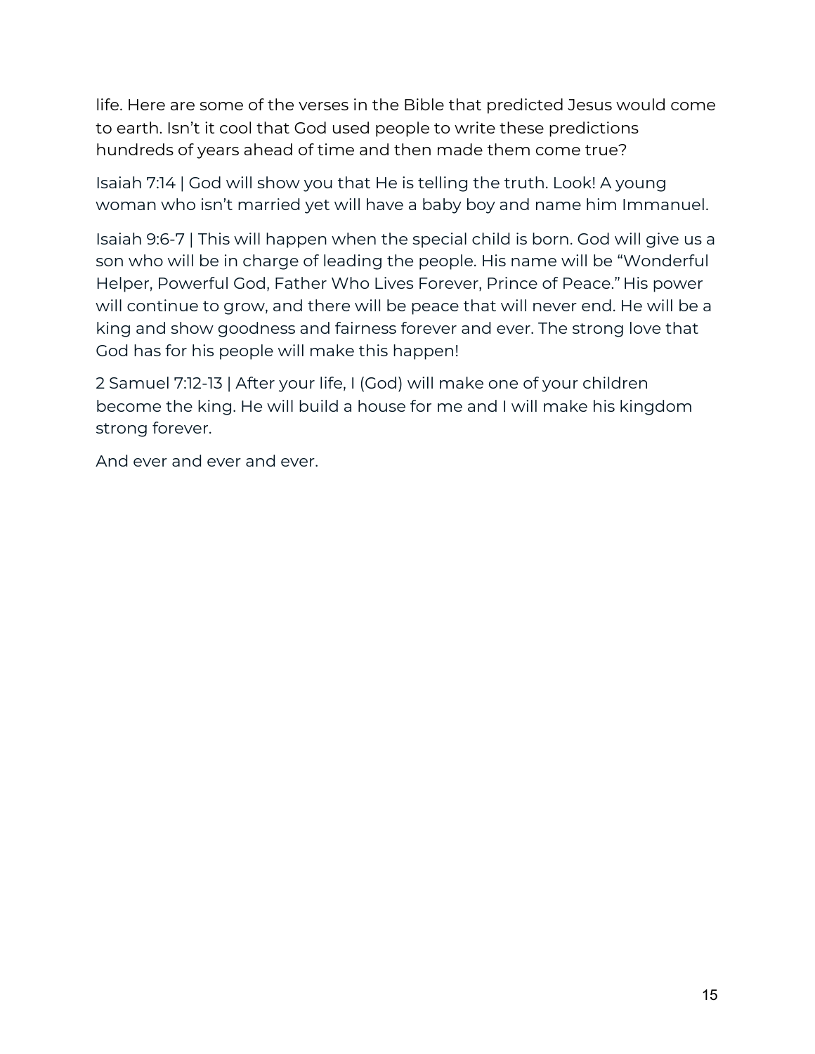life. Here are some of the verses in the Bible that predicted Jesus would come to earth. Isn't it cool that God used people to write these predictions hundreds of years ahead of time and then made them come true?

Isaiah 7:14 | God will show you that He is telling the truth. Look! A young woman who isn't married yet will have a baby boy and name him Immanuel.

Isaiah 9:6-7 | This will happen when the special child is born. God will give us a son who will be in charge of leading the people. His name will be "Wonderful Helper, Powerful God, Father Who Lives Forever, Prince of Peace." His power will continue to grow, and there will be peace that will never end. He will be a king and show goodness and fairness forever and ever. The strong love that God has for his people will make this happen!

2 Samuel 7:12-13 | After your life, I (God) will make one of your children become the king. He will build a house for me and I will make his kingdom strong forever.

And ever and ever and ever.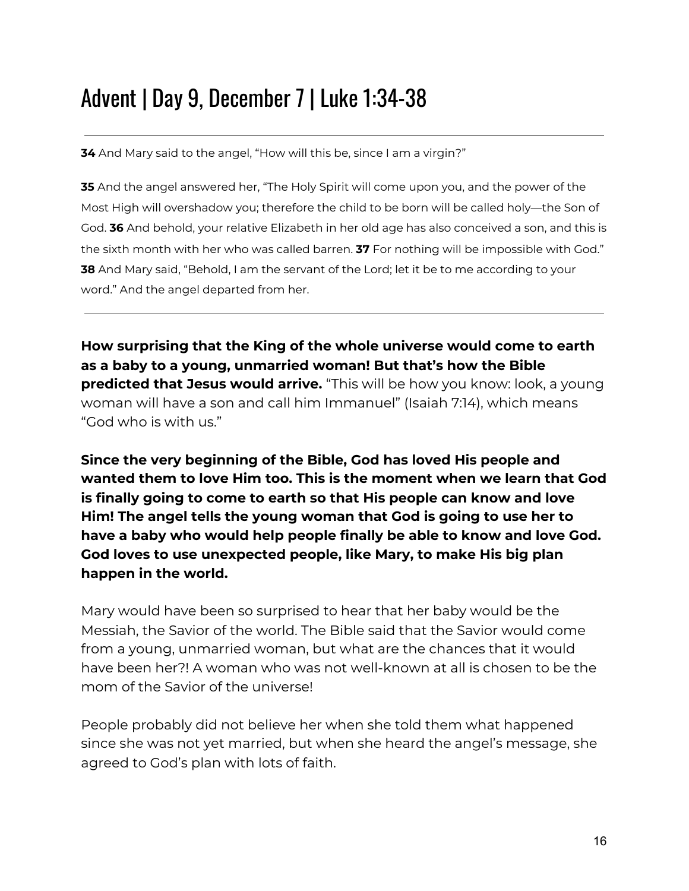# Advent | Day 9, December 7 | Luke 1:34-38

---

**34** And Mary said to the angel, "How will this be, since I am a virgin?"

**35** And the angel answered her, "The Holy Spirit will come upon you, and the power of the Most High will overshadow you; therefore the child to be born will be called holy—the Son of God. **36** And behold, your relative Elizabeth in her old age has also conceived a son, and this is the sixth month with her who was called barren. **37** For nothing will be impossible with God." **38** And Mary said, "Behold, I am the servant of the Lord; let it be to me according to your word." And the angel departed from her.

---

**How surprising that the King of the whole universe would come to earth as a baby to a young, unmarried woman! But that's how the Bible predicted that Jesus would arrive.** "This will be how you know: look, a young woman will have a son and call him Immanuel" (Isaiah 7:14), which means "God who is with us."

**Since the very beginning of the Bible, God has loved His people and wanted them to love Him too. This is the moment when we learn that God is finally going to come to earth so that His people can know and love Him! The angel tells the young woman that God is going to use her to have a baby who would help people finally be able to know and love God. God loves to use unexpected people, like Mary, to make His big plan happen in the world.**

Mary would have been so surprised to hear that her baby would be the Messiah, the Savior of the world. The Bible said that the Savior would come from a young, unmarried woman, but what are the chances that it would have been her?! A woman who was not well-known at all is chosen to be the mom of the Savior of the universe!

People probably did not believe her when she told them what happened since she was not yet married, but when she heard the angel's message, she agreed to God's plan with lots of faith.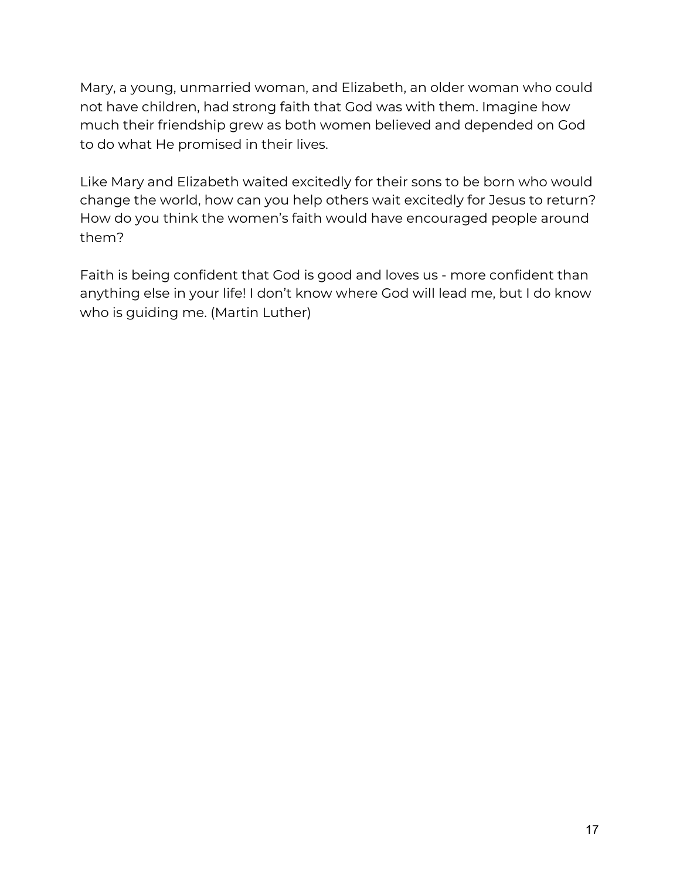Mary, a young, unmarried woman, and Elizabeth, an older woman who could not have children, had strong faith that God was with them. Imagine how much their friendship grew as both women believed and depended on God to do what He promised in their lives.

Like Mary and Elizabeth waited excitedly for their sons to be born who would change the world, how can you help others wait excitedly for Jesus to return? How do you think the women's faith would have encouraged people around them?

Faith is being confident that God is good and loves us - more confident than anything else in your life! I don't know where God will lead me, but I do know who is guiding me. (Martin Luther)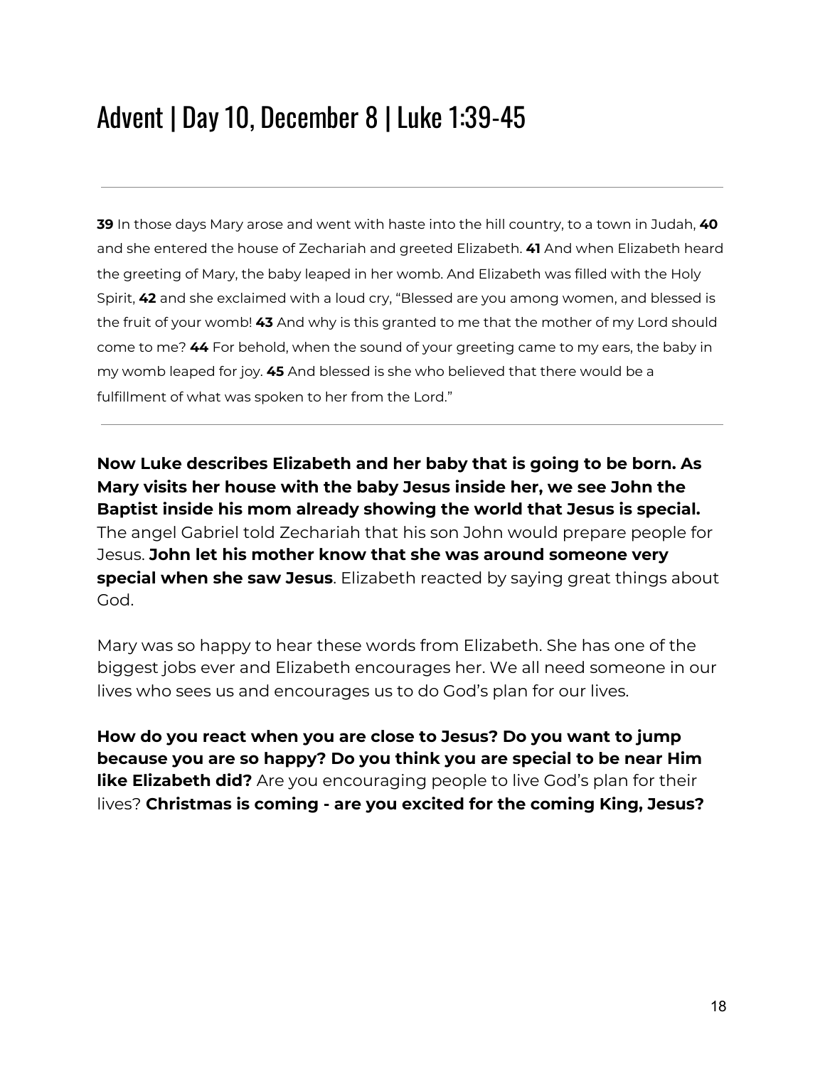# Advent | Day 10, December 8 | Luke 1:39-45

---

**39** In those days Mary arose and went with haste into the hill country, to a town in Judah, **40** and she entered the house of Zechariah and greeted Elizabeth. **41** And when Elizabeth heard the greeting of Mary, the baby leaped in her womb. And Elizabeth was filled with the Holy Spirit, **42** and she exclaimed with a loud cry, "Blessed are you among women, and blessed is the fruit of your womb! **43** And why is this granted to me that the mother of my Lord should come to me? **44** For behold, when the sound of your greeting came to my ears, the baby in my womb leaped for joy. **45** And blessed is she who believed that there would be a fulfillment of what was spoken to her from the Lord."

---

**Now Luke describes Elizabeth and her baby that is going to be born. As Mary visits her house with the baby Jesus inside her, we see John the Baptist inside his mom already showing the world that Jesus is special.** The angel Gabriel told Zechariah that his son John would prepare people for Jesus. **John let his mother know that she was around someone very special when she saw Jesus**. Elizabeth reacted by saying great things about God.

Mary was so happy to hear these words from Elizabeth. She has one of the biggest jobs ever and Elizabeth encourages her. We all need someone in our lives who sees us and encourages us to do God's plan for our lives.

**How do you react when you are close to Jesus? Do you want to jump because you are so happy? Do you think you are special to be near Him like Elizabeth did?** Are you encouraging people to live God's plan for their lives? **Christmas is coming - are you excited for the coming King, Jesus?**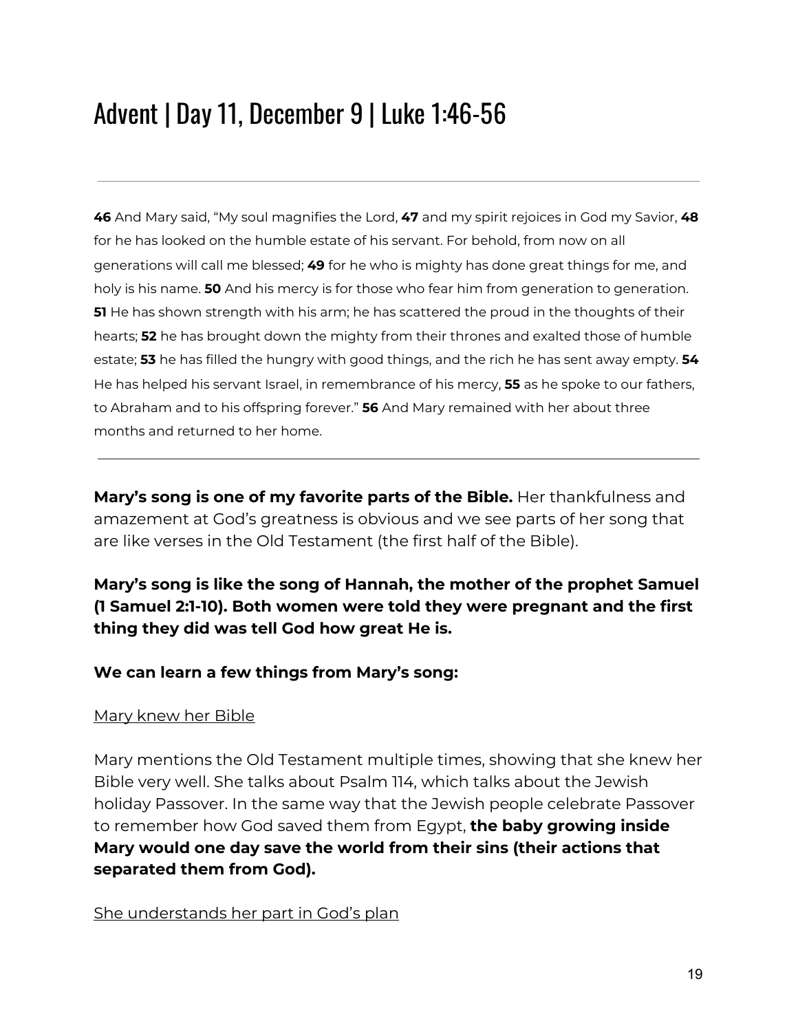# Advent | Day 11, December 9 | Luke 1:46-56

---

**46** And Mary said, "My soul magnifies the Lord, **47** and my spirit rejoices in God my Savior, **48** for he has looked on the humble estate of his servant. For behold, from now on all generations will call me blessed; **49** for he who is mighty has done great things for me, and holy is his name. **50** And his mercy is for those who fear him from generation to generation. **51** He has shown strength with his arm; he has scattered the proud in the thoughts of their hearts; **52** he has brought down the mighty from their thrones and exalted those of humble estate; **53** he has filled the hungry with good things, and the rich he has sent away empty. **54** He has helped his servant Israel, in remembrance of his mercy, **55** as he spoke to our fathers, to Abraham and to his offspring forever." **56** And Mary remained with her about three months and returned to her home.

---

**Mary's song is one of my favorite parts of the Bible.** Her thankfulness and amazement at God's greatness is obvious and we see parts of her song that are like verses in the Old Testament (the first half of the Bible).

**Mary's song is like the song of Hannah, the mother of the prophet Samuel (1 Samuel 2:1-10). Both women were told they were pregnant and the first thing they did was tell God how great He is.**

**We can learn a few things from Mary's song:**

<u>Mary knew her Bible</u>

Mary mentions the Old Testament multiple times, showing that she knew her Bible very well. She talks about Psalm 114, which talks about the Jewish holiday Passover. In the same way that the Jewish people celebrate Passover to remember how God saved them from Egypt, **the baby growing inside Mary would one day save the world from their sins (their actions that separated them from God).**

<u>She understands her part in God's plan</u>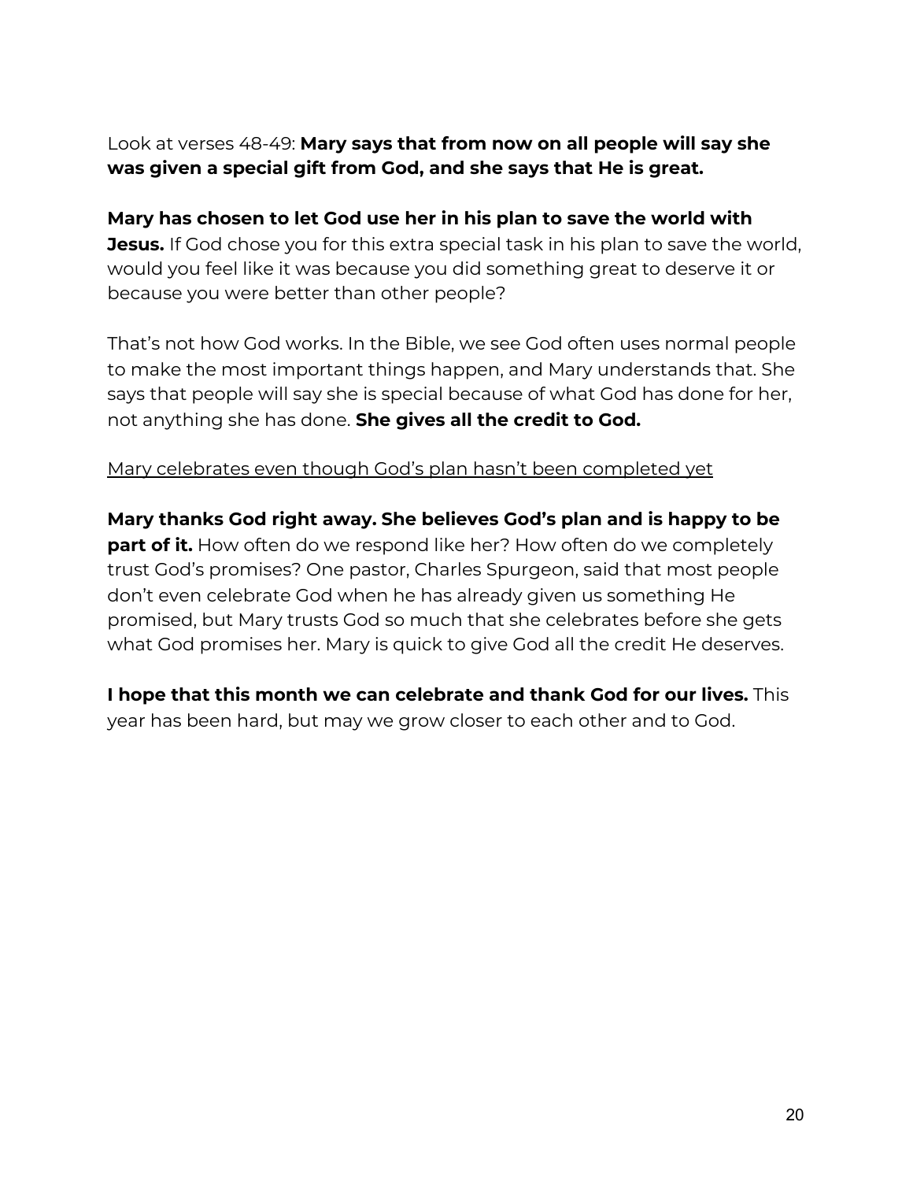Look at verses 48-49: **Mary says that from now on all people will say she was given a special gift from God, and she says that He is great.**

**Mary has chosen to let God use her in his plan to save the world with Jesus.** If God chose you for this extra special task in his plan to save the world, would you feel like it was because you did something great to deserve it or because you were better than other people?

That's not how God works. In the Bible, we see God often uses normal people to make the most important things happen, and Mary understands that. She says that people will say she is special because of what God has done for her, not anything she has done. **She gives all the credit to God.**

<u>Mary celebrates even though God's plan hasn't been completed yet</u>

**Mary thanks God right away. She believes God's plan and is happy to be part of it.** How often do we respond like her? How often do we completely trust God's promises? One pastor, Charles Spurgeon, said that most people don't even celebrate God when he has already given us something He promised, but Mary trusts God so much that she celebrates before she gets what God promises her. Mary is quick to give God all the credit He deserves.

**I hope that this month we can celebrate and thank God for our lives.** This year has been hard, but may we grow closer to each other and to God.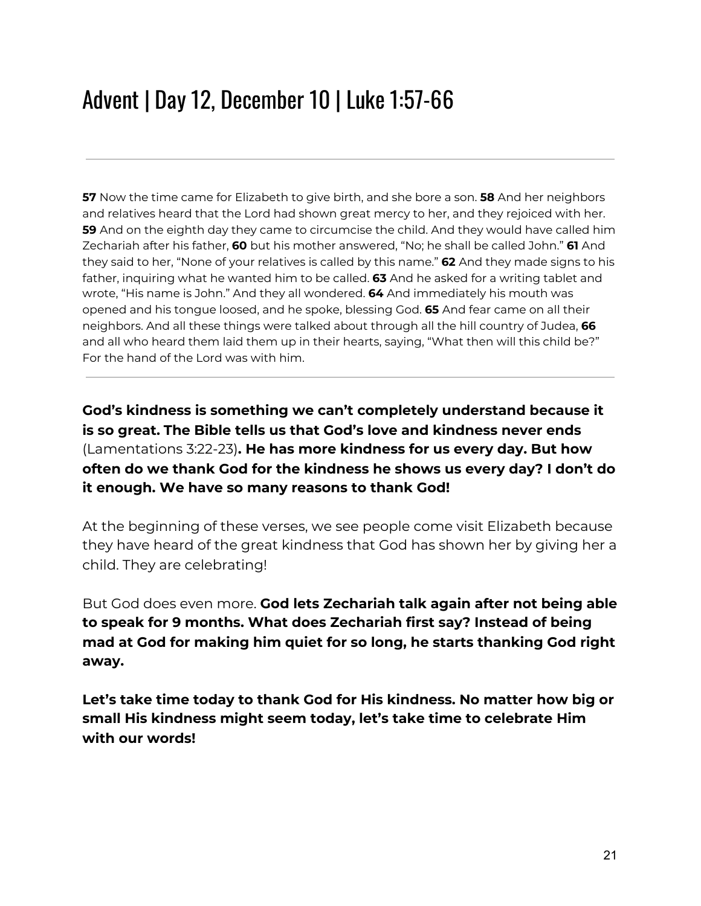# Advent | Day 12, December 10 | Luke 1:57-66

---

**57** Now the time came for Elizabeth to give birth, and she bore a son. **58** And her neighbors and relatives heard that the Lord had shown great mercy to her, and they rejoiced with her. **59** And on the eighth day they came to circumcise the child. And they would have called him Zechariah after his father, **60** but his mother answered, "No; he shall be called John." **61** And they said to her, "None of your relatives is called by this name." **62** And they made signs to his father, inquiring what he wanted him to be called. **63** And he asked for a writing tablet and wrote, "His name is John." And they all wondered. **64** And immediately his mouth was opened and his tongue loosed, and he spoke, blessing God. **65** And fear came on all their neighbors. And all these things were talked about through all the hill country of Judea, **66** and all who heard them laid them up in their hearts, saying, "What then will this child be?" For the hand of the Lord was with him.

---

**God's kindness is something we can't completely understand because it is so great. The Bible tells us that God's love and kindness never ends** (Lamentations 3:22-23)**. He has more kindness for us every day. But how often do we thank God for the kindness he shows us every day? I don't do it enough. We have so many reasons to thank God!**

At the beginning of these verses, we see people come visit Elizabeth because they have heard of the great kindness that God has shown her by giving her a child. They are celebrating!

But God does even more. **God lets Zechariah talk again after not being able to speak for 9 months. What does Zechariah first say? Instead of being mad at God for making him quiet for so long, he starts thanking God right away.**

**Let's take time today to thank God for His kindness. No matter how big or small His kindness might seem today, let's take time to celebrate Him with our words!**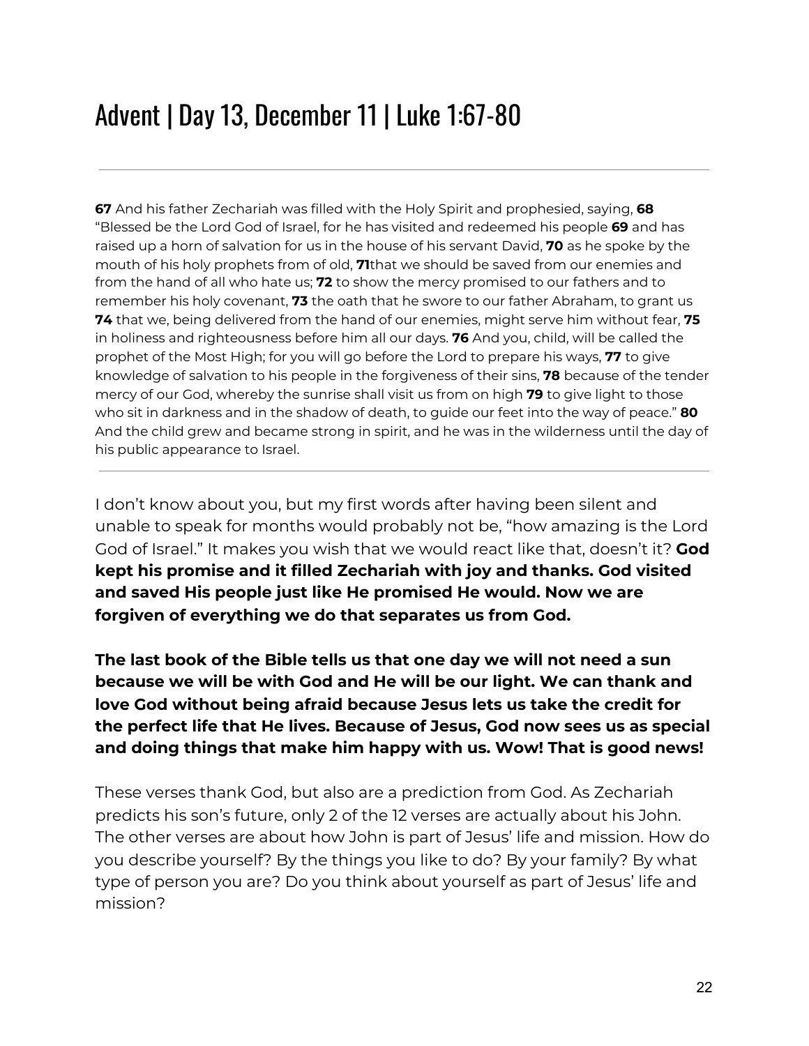# Advent | Day 13, December 11 | Luke 1:67-80

---

**67** And his father Zechariah was filled with the Holy Spirit and prophesied, saying, **68** "Blessed be the Lord God of Israel, for he has visited and redeemed his people **69** and has raised up a horn of salvation for us in the house of his servant David, **70** as he spoke by the mouth of his holy prophets from of old, **71**that we should be saved from our enemies and from the hand of all who hate us; **72** to show the mercy promised to our fathers and to remember his holy covenant, **73** the oath that he swore to our father Abraham, to grant us **74** that we, being delivered from the hand of our enemies, might serve him without fear, **75** in holiness and righteousness before him all our days. **76** And you, child, will be called the prophet of the Most High; for you will go before the Lord to prepare his ways, **77** to give knowledge of salvation to his people in the forgiveness of their sins, **78** because of the tender mercy of our God, whereby the sunrise shall visit us from on high **79** to give light to those who sit in darkness and in the shadow of death, to guide our feet into the way of peace." **80** And the child grew and became strong in spirit, and he was in the wilderness until the day of his public appearance to Israel.

---

I don't know about you, but my first words after having been silent and unable to speak for months would probably not be, "how amazing is the Lord God of Israel." It makes you wish that we would react like that, doesn't it? **God kept his promise and it filled Zechariah with joy and thanks. God visited and saved His people just like He promised He would. Now we are forgiven of everything we do that separates us from God.**

**The last book of the Bible tells us that one day we will not need a sun because we will be with God and He will be our light. We can thank and love God without being afraid because Jesus lets us take the credit for the perfect life that He lives. Because of Jesus, God now sees us as special and doing things that make him happy with us. Wow! That is good news!**

These verses thank God, but also are a prediction from God. As Zechariah predicts his son's future, only 2 of the 12 verses are actually about his John. The other verses are about how John is part of Jesus' life and mission. How do you describe yourself? By the things you like to do? By your family? By what type of person you are? Do you think about yourself as part of Jesus' life and mission?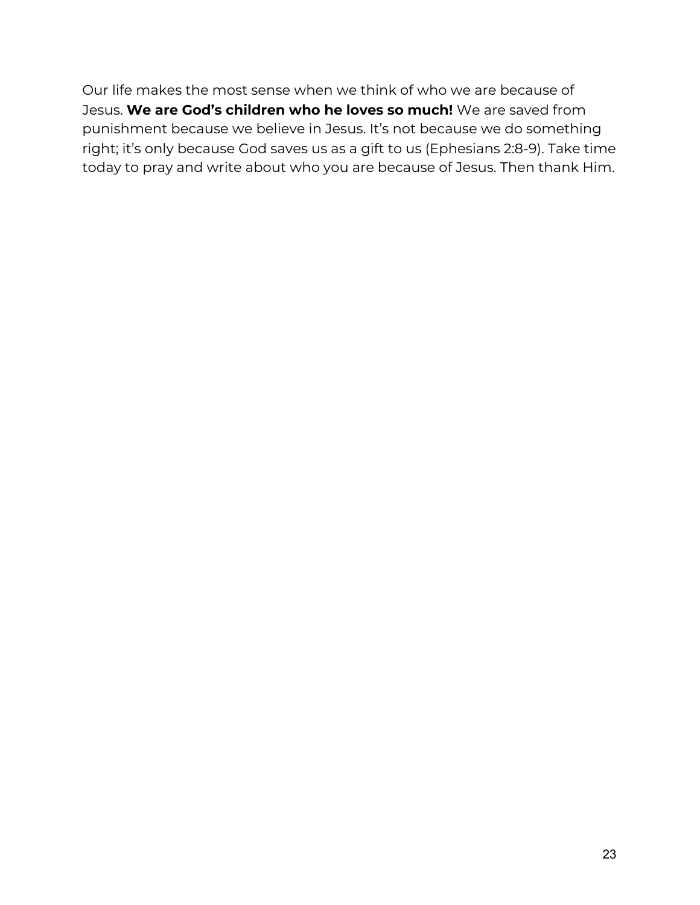Our life makes the most sense when we think of who we are because of Jesus. **We are God's children who he loves so much!** We are saved from punishment because we believe in Jesus. It's not because we do something right; it's only because God saves us as a gift to us (Ephesians 2:8-9). Take time today to pray and write about who you are because of Jesus. Then thank Him.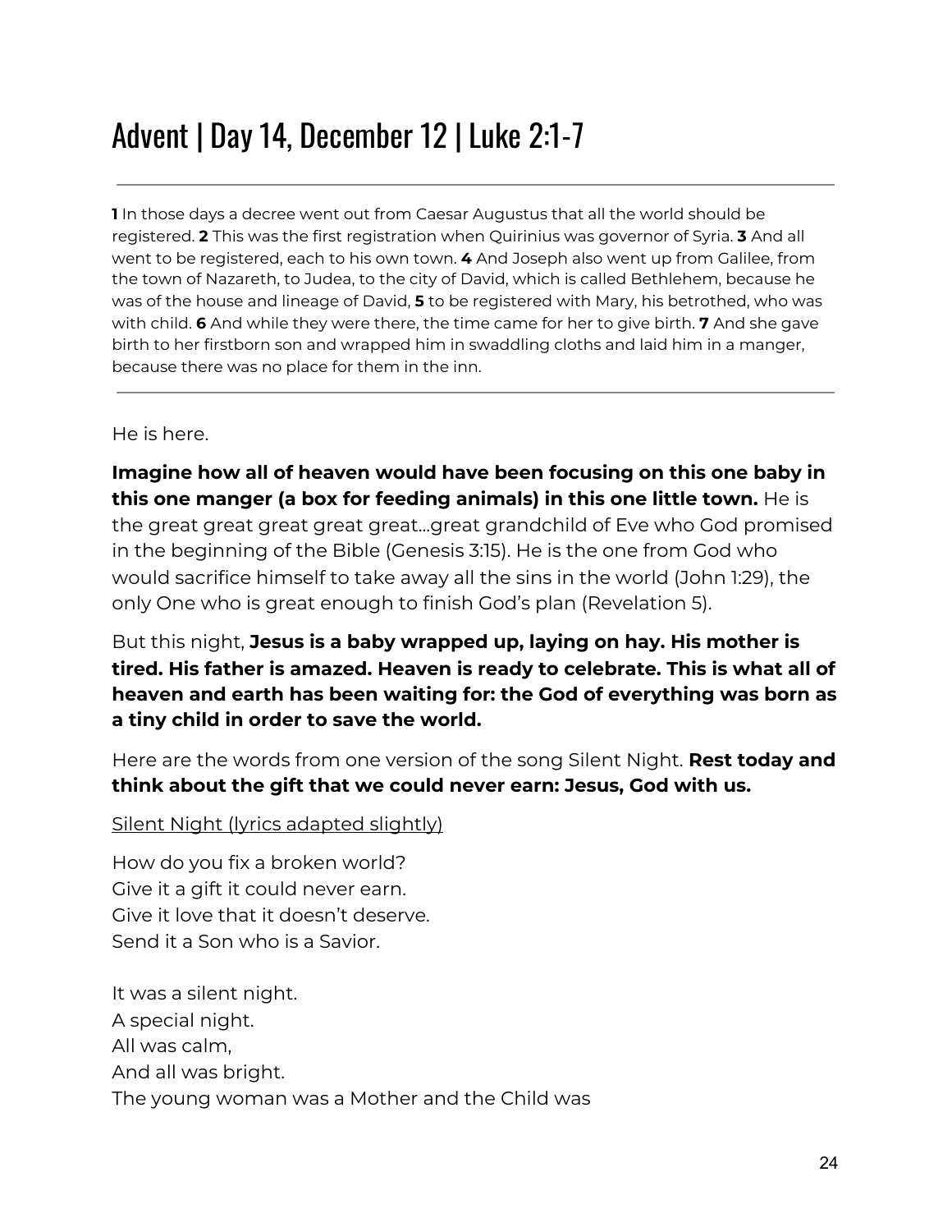# Advent | Day 14, December 12 | Luke 2:1-7

---

**1** In those days a decree went out from Caesar Augustus that all the world should be registered. **2** This was the first registration when Quirinius was governor of Syria. **3** And all went to be registered, each to his own town. **4** And Joseph also went up from Galilee, from the town of Nazareth, to Judea, to the city of David, which is called Bethlehem, because he was of the house and lineage of David, **5** to be registered with Mary, his betrothed, who was with child. **6** And while they were there, the time came for her to give birth. **7** And she gave birth to her firstborn son and wrapped him in swaddling cloths and laid him in a manger, because there was no place for them in the inn.

---

He is here.

**Imagine how all of heaven would have been focusing on this one baby in this one manger (a box for feeding animals) in this one little town.** He is the great great great great great…great grandchild of Eve who God promised in the beginning of the Bible (Genesis 3:15). He is the one from God who would sacrifice himself to take away all the sins in the world (John 1:29), the only One who is great enough to finish God's plan (Revelation 5).

But this night, **Jesus is a baby wrapped up, laying on hay. His mother is tired. His father is amazed. Heaven is ready to celebrate. This is what all of heaven and earth has been waiting for: the God of everything was born as a tiny child in order to save the world.**

Here are the words from one version of the song Silent Night. **Rest today and think about the gift that we could never earn: Jesus, God with us.**

Silent Night (lyrics adapted slightly)

How do you fix a broken world?
Give it a gift it could never earn.
Give it love that it doesn't deserve.
Send it a Son who is a Savior.

It was a silent night.
A special night.
All was calm,
And all was bright.
The young woman was a Mother and the Child was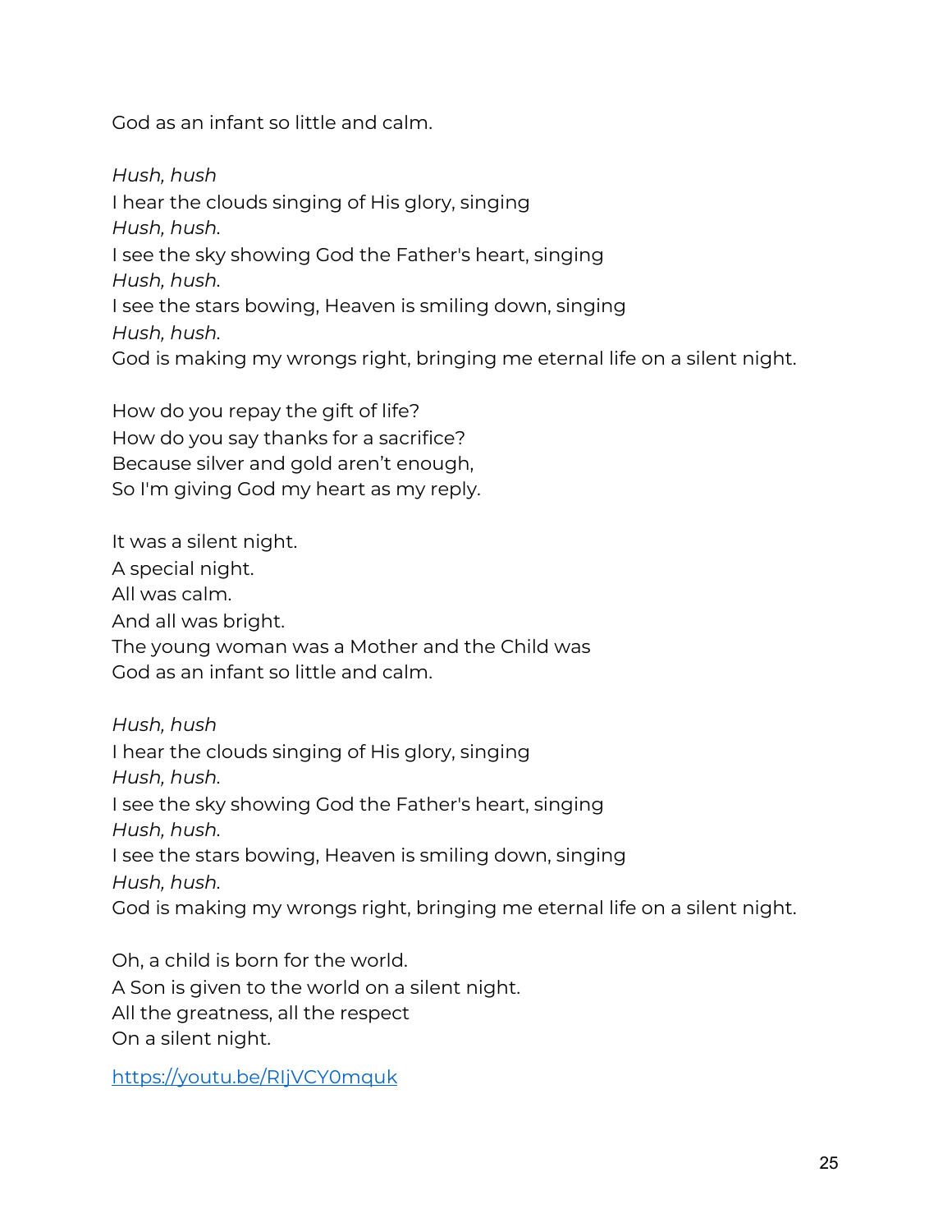God as an infant so little and calm.

*Hush, hush*
I hear the clouds singing of His glory, singing
*Hush, hush.*
I see the sky showing God the Father's heart, singing
*Hush, hush.*
I see the stars bowing, Heaven is smiling down, singing
*Hush, hush.*
God is making my wrongs right, bringing me eternal life on a silent night.

How do you repay the gift of life?
How do you say thanks for a sacrifice?
Because silver and gold aren't enough,
So I'm giving God my heart as my reply.

It was a silent night.
A special night.
All was calm.
And all was bright.
The young woman was a Mother and the Child was
God as an infant so little and calm.

*Hush, hush*
I hear the clouds singing of His glory, singing
*Hush, hush.*
I see the sky showing God the Father's heart, singing
*Hush, hush.*
I see the stars bowing, Heaven is smiling down, singing
*Hush, hush.*
God is making my wrongs right, bringing me eternal life on a silent night.

Oh, a child is born for the world.
A Son is given to the world on a silent night.
All the greatness, all the respect
On a silent night.

[https://youtu.be/RIjVCY0mquk](https://youtu.be/RIjVCY0mquk)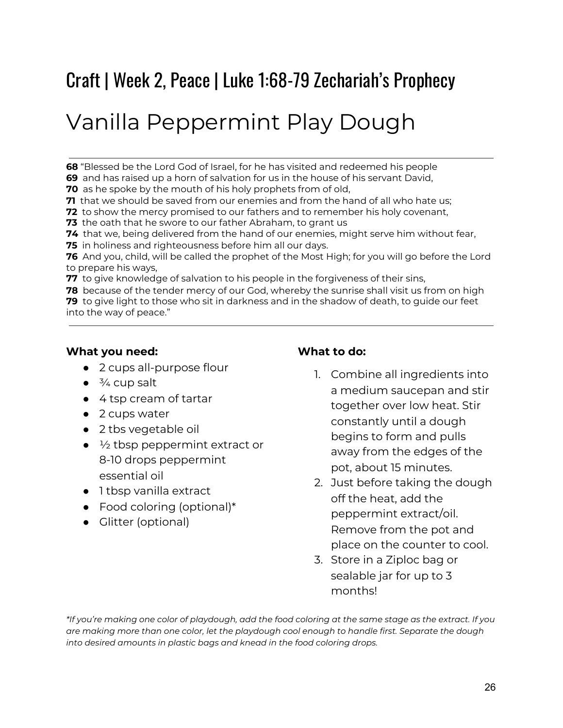## Craft | Week 2, Peace | Luke 1:68-79 Zechariah's Prophecy

# Vanilla Peppermint Play Dough

---

**68** "Blessed be the Lord God of Israel, for he has visited and redeemed his people
**69** and has raised up a horn of salvation for us in the house of his servant David,
**70** as he spoke by the mouth of his holy prophets from of old,
**71** that we should be saved from our enemies and from the hand of all who hate us;
**72** to show the mercy promised to our fathers and to remember his holy covenant,
**73** the oath that he swore to our father Abraham, to grant us
**74** that we, being delivered from the hand of our enemies, might serve him without fear,
**75** in holiness and righteousness before him all our days.
**76** And you, child, will be called the prophet of the Most High; for you will go before the Lord to prepare his ways,
**77** to give knowledge of salvation to his people in the forgiveness of their sins,
**78** because of the tender mercy of our God, whereby the sunrise shall visit us from on high
**79** to give light to those who sit in darkness and in the shadow of death, to guide our feet into the way of peace."

---

**What you need:**

- 2 cups all-purpose flour
- ¾ cup salt
- 4 tsp cream of tartar
- 2 cups water
- 2 tbs vegetable oil
- ½ tbsp peppermint extract or 8-10 drops peppermint essential oil
- 1 tbsp vanilla extract
- Food coloring (optional)*
- Glitter (optional)

**What to do:**

1. Combine all ingredients into a medium saucepan and stir together over low heat. Stir constantly until a dough begins to form and pulls away from the edges of the pot, about 15 minutes.
2. Just before taking the dough off the heat, add the peppermint extract/oil. Remove from the pot and place on the counter to cool.
3. Store in a Ziploc bag or sealable jar for up to 3 months!

*\*If you're making one color of playdough, add the food coloring at the same stage as the extract. If you are making more than one color, let the playdough cool enough to handle first. Separate the dough into desired amounts in plastic bags and knead in the food coloring drops.*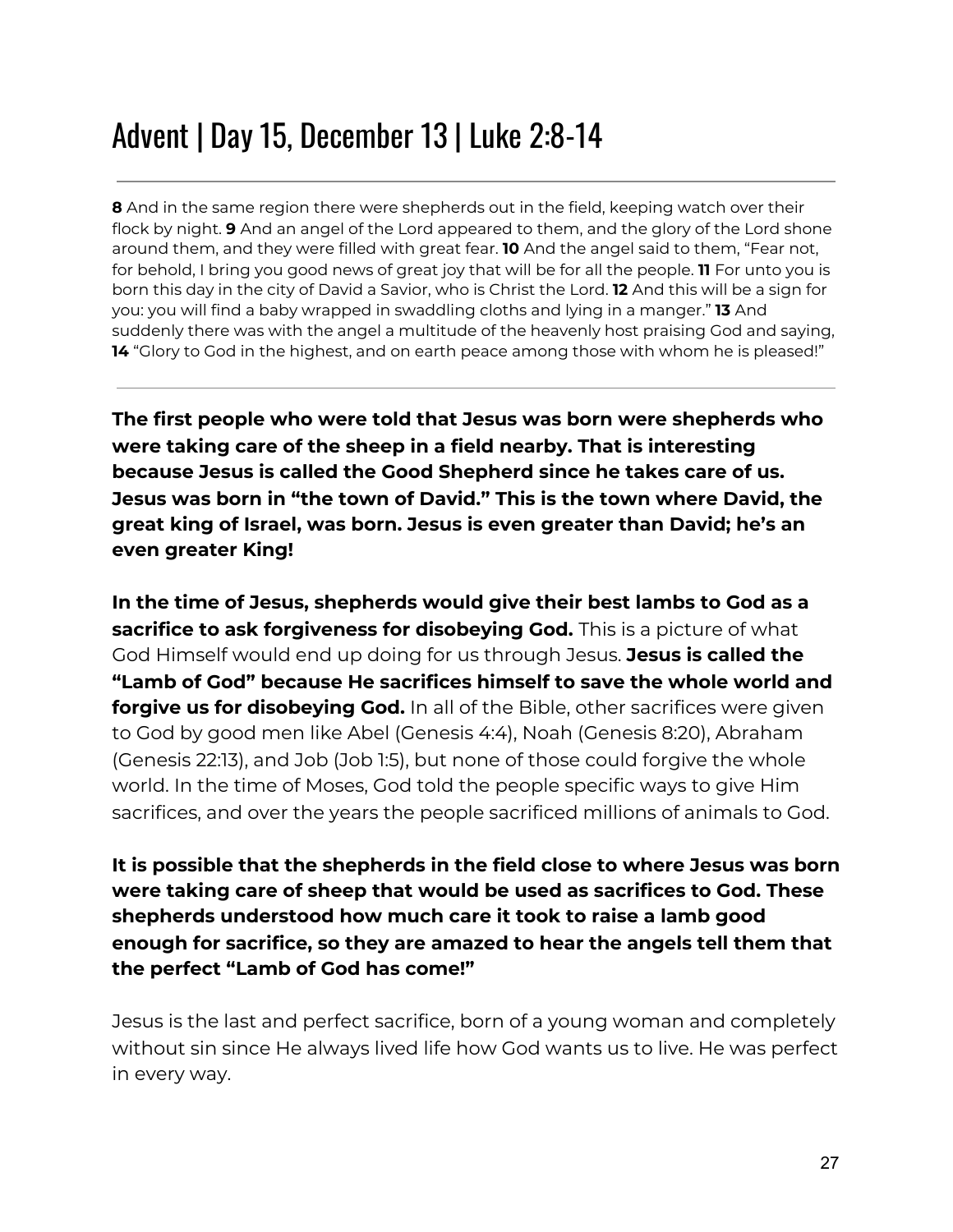# Advent | Day 15, December 13 | Luke 2:8-14

---

**8** And in the same region there were shepherds out in the field, keeping watch over their flock by night. **9** And an angel of the Lord appeared to them, and the glory of the Lord shone around them, and they were filled with great fear. **10** And the angel said to them, "Fear not, for behold, I bring you good news of great joy that will be for all the people. **11** For unto you is born this day in the city of David a Savior, who is Christ the Lord. **12** And this will be a sign for you: you will find a baby wrapped in swaddling cloths and lying in a manger." **13** And suddenly there was with the angel a multitude of the heavenly host praising God and saying, **14** "Glory to God in the highest, and on earth peace among those with whom he is pleased!"

---

**The first people who were told that Jesus was born were shepherds who were taking care of the sheep in a field nearby. That is interesting because Jesus is called the Good Shepherd since he takes care of us. Jesus was born in "the town of David." This is the town where David, the great king of Israel, was born. Jesus is even greater than David; he's an even greater King!**

**In the time of Jesus, shepherds would give their best lambs to God as a sacrifice to ask forgiveness for disobeying God.** This is a picture of what God Himself would end up doing for us through Jesus. **Jesus is called the "Lamb of God" because He sacrifices himself to save the whole world and forgive us for disobeying God.** In all of the Bible, other sacrifices were given to God by good men like Abel (Genesis 4:4), Noah (Genesis 8:20), Abraham (Genesis 22:13), and Job (Job 1:5), but none of those could forgive the whole world. In the time of Moses, God told the people specific ways to give Him sacrifices, and over the years the people sacrificed millions of animals to God.

**It is possible that the shepherds in the field close to where Jesus was born were taking care of sheep that would be used as sacrifices to God. These shepherds understood how much care it took to raise a lamb good enough for sacrifice, so they are amazed to hear the angels tell them that the perfect "Lamb of God has come!"**

Jesus is the last and perfect sacrifice, born of a young woman and completely without sin since He always lived life how God wants us to live. He was perfect in every way.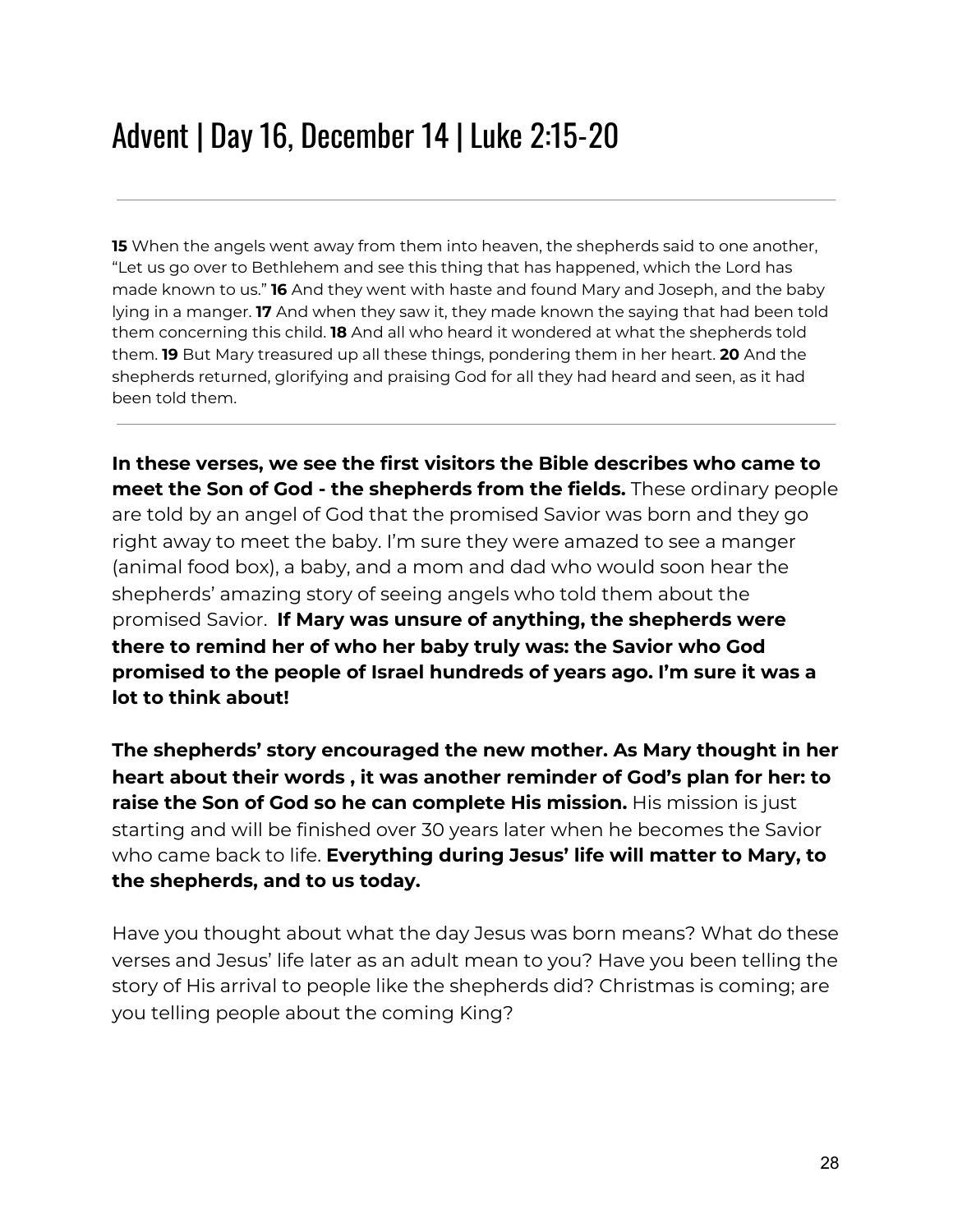# Advent | Day 16, December 14 | Luke 2:15-20

---

**15** When the angels went away from them into heaven, the shepherds said to one another, “Let us go over to Bethlehem and see this thing that has happened, which the Lord has made known to us.” **16** And they went with haste and found Mary and Joseph, and the baby lying in a manger. **17** And when they saw it, they made known the saying that had been told them concerning this child. **18** And all who heard it wondered at what the shepherds told them. **19** But Mary treasured up all these things, pondering them in her heart. **20** And the shepherds returned, glorifying and praising God for all they had heard and seen, as it had been told them.

---

**In these verses, we see the first visitors the Bible describes who came to meet the Son of God - the shepherds from the fields.** These ordinary people are told by an angel of God that the promised Savior was born and they go right away to meet the baby. I’m sure they were amazed to see a manger (animal food box), a baby, and a mom and dad who would soon hear the shepherds’ amazing story of seeing angels who told them about the promised Savior. **If Mary was unsure of anything, the shepherds were there to remind her of who her baby truly was: the Savior who God promised to the people of Israel hundreds of years ago. I’m sure it was a lot to think about!**

**The shepherds’ story encouraged the new mother. As Mary thought in her heart about their words , it was another reminder of God’s plan for her: to raise the Son of God so he can complete His mission.** His mission is just starting and will be finished over 30 years later when he becomes the Savior who came back to life. **Everything during Jesus’ life will matter to Mary, to the shepherds, and to us today.**

Have you thought about what the day Jesus was born means? What do these verses and Jesus’ life later as an adult mean to you? Have you been telling the story of His arrival to people like the shepherds did? Christmas is coming; are you telling people about the coming King?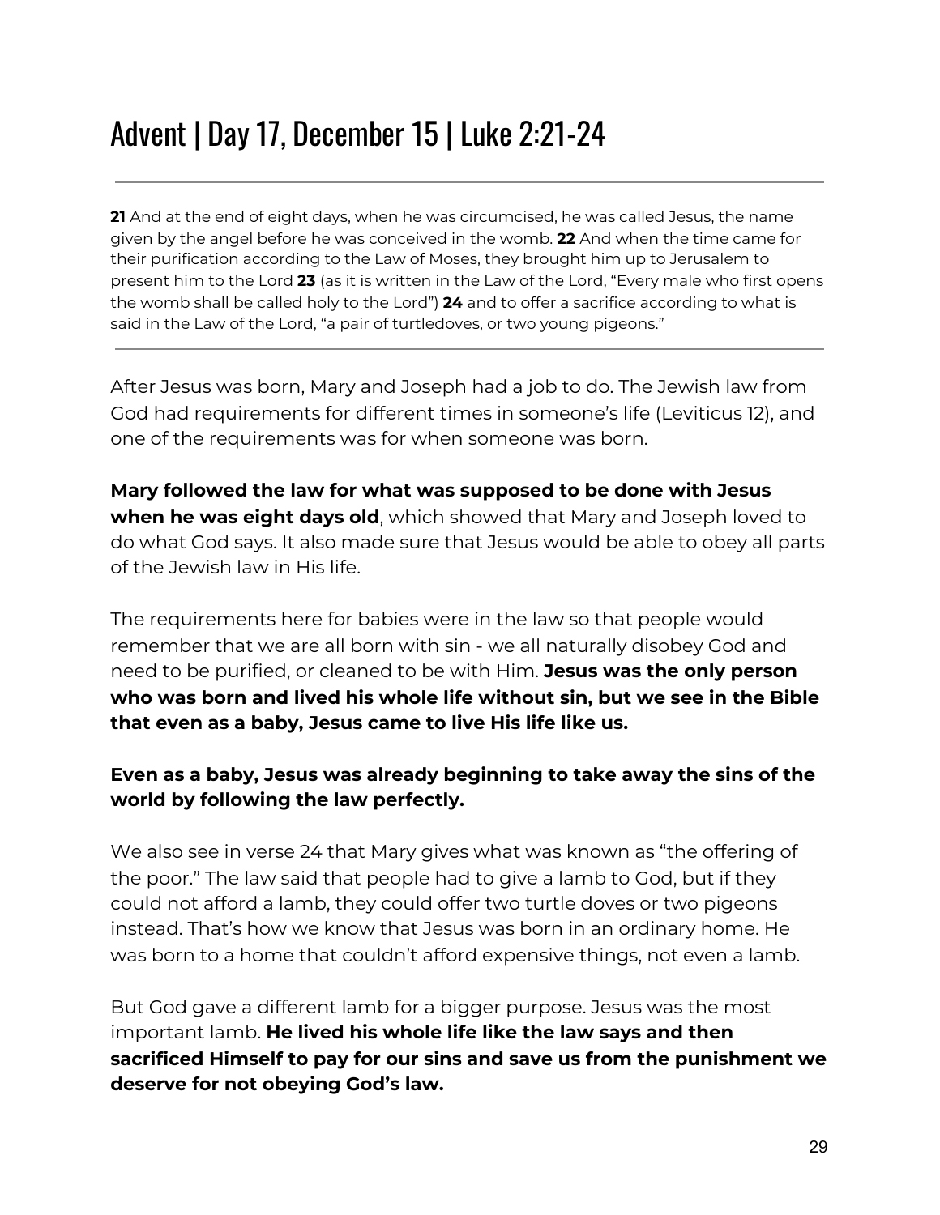# Advent | Day 17, December 15 | Luke 2:21-24

---

**21** And at the end of eight days, when he was circumcised, he was called Jesus, the name given by the angel before he was conceived in the womb. **22** And when the time came for their purification according to the Law of Moses, they brought him up to Jerusalem to present him to the Lord **23** (as it is written in the Law of the Lord, "Every male who first opens the womb shall be called holy to the Lord") **24** and to offer a sacrifice according to what is said in the Law of the Lord, "a pair of turtledoves, or two young pigeons."

---

After Jesus was born, Mary and Joseph had a job to do. The Jewish law from God had requirements for different times in someone's life (Leviticus 12), and one of the requirements was for when someone was born.

**Mary followed the law for what was supposed to be done with Jesus when he was eight days old**, which showed that Mary and Joseph loved to do what God says. It also made sure that Jesus would be able to obey all parts of the Jewish law in His life.

The requirements here for babies were in the law so that people would remember that we are all born with sin - we all naturally disobey God and need to be purified, or cleaned to be with Him. **Jesus was the only person who was born and lived his whole life without sin, but we see in the Bible that even as a baby, Jesus came to live His life like us.**

**Even as a baby, Jesus was already beginning to take away the sins of the world by following the law perfectly.**

We also see in verse 24 that Mary gives what was known as "the offering of the poor." The law said that people had to give a lamb to God, but if they could not afford a lamb, they could offer two turtle doves or two pigeons instead. That's how we know that Jesus was born in an ordinary home. He was born to a home that couldn't afford expensive things, not even a lamb.

But God gave a different lamb for a bigger purpose. Jesus was the most important lamb. **He lived his whole life like the law says and then sacrificed Himself to pay for our sins and save us from the punishment we deserve for not obeying God's law.**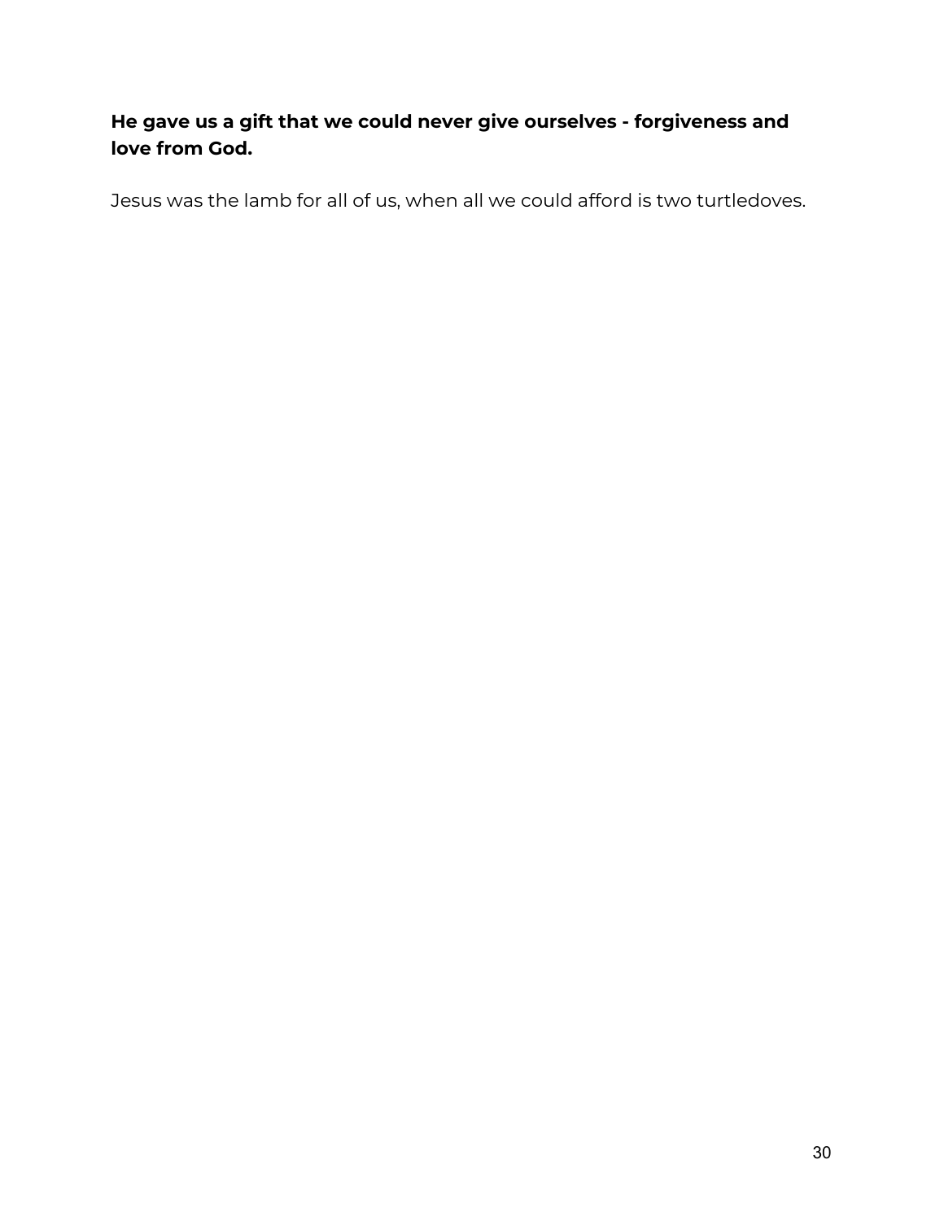**He gave us a gift that we could never give ourselves - forgiveness and love from God.**

Jesus was the lamb for all of us, when all we could afford is two turtledoves.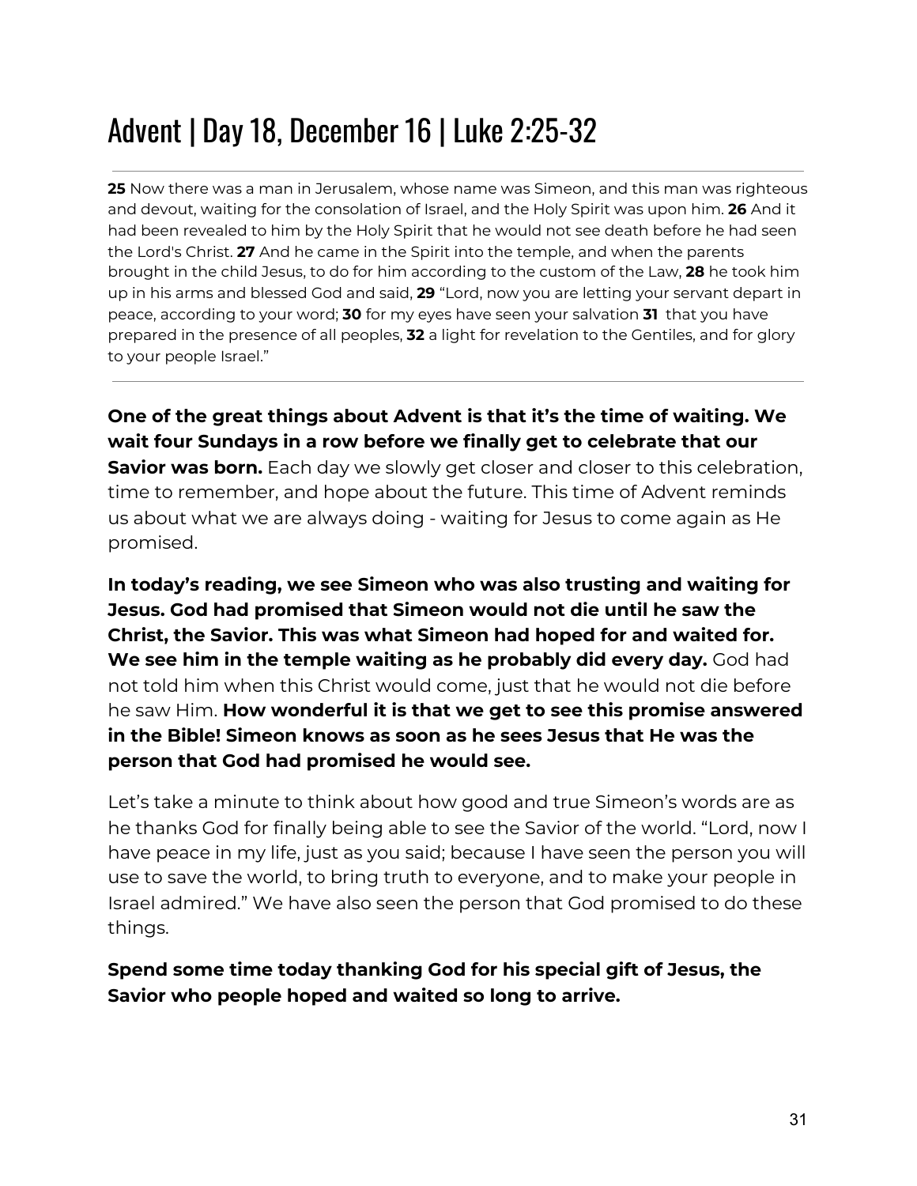# Advent | Day 18, December 16 | Luke 2:25-32

**25** Now there was a man in Jerusalem, whose name was Simeon, and this man was righteous and devout, waiting for the consolation of Israel, and the Holy Spirit was upon him. **26** And it had been revealed to him by the Holy Spirit that he would not see death before he had seen the Lord's Christ. **27** And he came in the Spirit into the temple, and when the parents brought in the child Jesus, to do for him according to the custom of the Law, **28** he took him up in his arms and blessed God and said, **29** "Lord, now you are letting your servant depart in peace, according to your word; **30** for my eyes have seen your salvation **31** that you have prepared in the presence of all peoples, **32** a light for revelation to the Gentiles, and for glory to your people Israel."

---

**One of the great things about Advent is that it's the time of waiting. We wait four Sundays in a row before we finally get to celebrate that our Savior was born.** Each day we slowly get closer and closer to this celebration, time to remember, and hope about the future. This time of Advent reminds us about what we are always doing - waiting for Jesus to come again as He promised.

**In today's reading, we see Simeon who was also trusting and waiting for Jesus. God had promised that Simeon would not die until he saw the Christ, the Savior. This was what Simeon had hoped for and waited for. We see him in the temple waiting as he probably did every day.** God had not told him when this Christ would come, just that he would not die before he saw Him. **How wonderful it is that we get to see this promise answered in the Bible! Simeon knows as soon as he sees Jesus that He was the person that God had promised he would see.**

Let's take a minute to think about how good and true Simeon's words are as he thanks God for finally being able to see the Savior of the world. "Lord, now I have peace in my life, just as you said; because I have seen the person you will use to save the world, to bring truth to everyone, and to make your people in Israel admired." We have also seen the person that God promised to do these things.

**Spend some time today thanking God for his special gift of Jesus, the Savior who people hoped and waited so long to arrive.**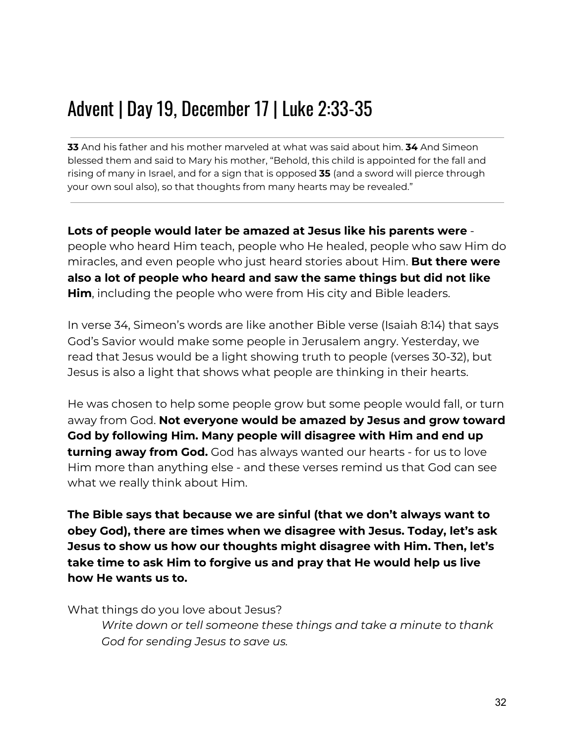# Advent | Day 19, December 17 | Luke 2:33-35

---

**33** And his father and his mother marveled at what was said about him. **34** And Simeon blessed them and said to Mary his mother, "Behold, this child is appointed for the fall and rising of many in Israel, and for a sign that is opposed **35** (and a sword will pierce through your own soul also), so that thoughts from many hearts may be revealed."

---

**Lots of people would later be amazed at Jesus like his parents were** - people who heard Him teach, people who He healed, people who saw Him do miracles, and even people who just heard stories about Him. **But there were also a lot of people who heard and saw the same things but did not like Him**, including the people who were from His city and Bible leaders.

In verse 34, Simeon's words are like another Bible verse (Isaiah 8:14) that says God's Savior would make some people in Jerusalem angry. Yesterday, we read that Jesus would be a light showing truth to people (verses 30-32), but Jesus is also a light that shows what people are thinking in their hearts.

He was chosen to help some people grow but some people would fall, or turn away from God. **Not everyone would be amazed by Jesus and grow toward God by following Him. Many people will disagree with Him and end up turning away from God.** God has always wanted our hearts - for us to love Him more than anything else - and these verses remind us that God can see what we really think about Him.

**The Bible says that because we are sinful (that we don't always want to obey God), there are times when we disagree with Jesus. Today, let's ask Jesus to show us how our thoughts might disagree with Him. Then, let's take time to ask Him to forgive us and pray that He would help us live how He wants us to.**

What things do you love about Jesus?

> *Write down or tell someone these things and take a minute to thank God for sending Jesus to save us.*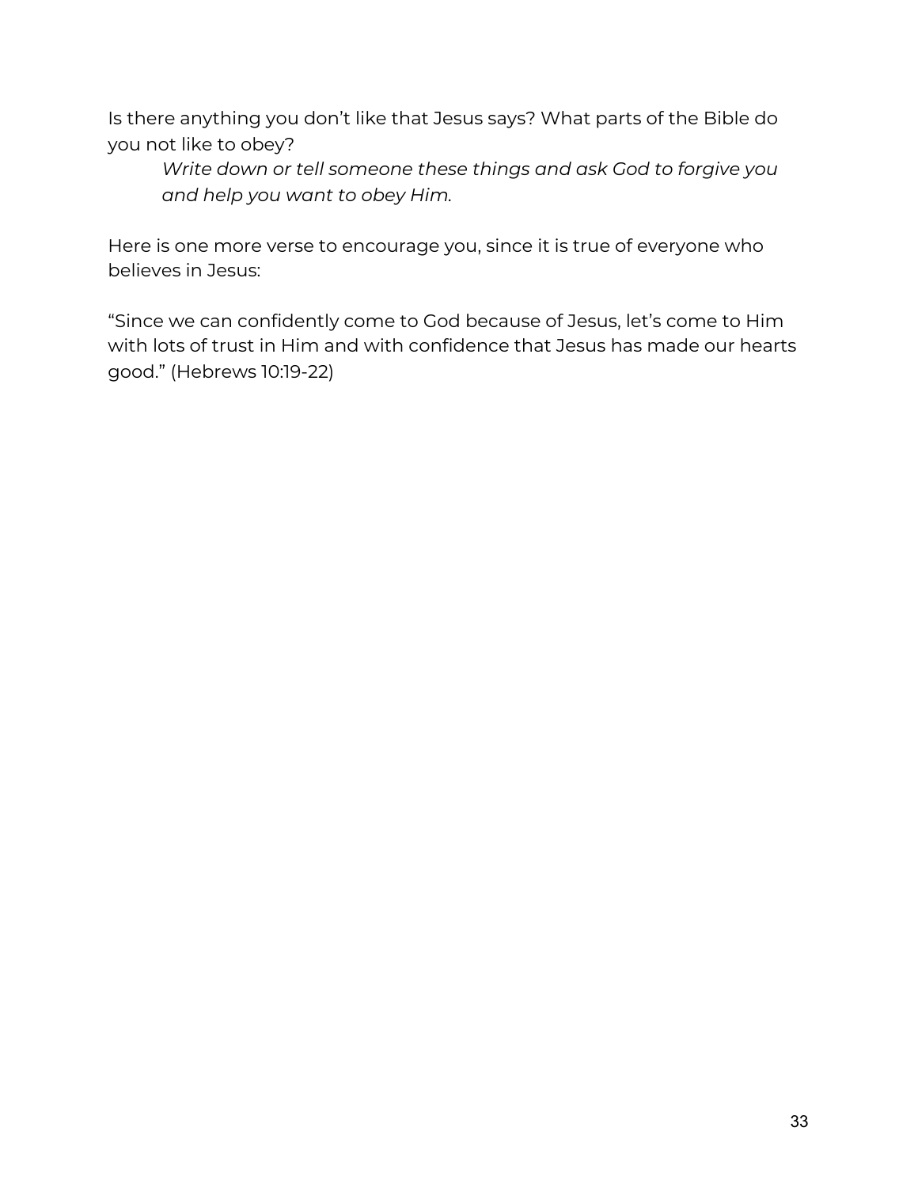Is there anything you don't like that Jesus says? What parts of the Bible do you not like to obey?

> *Write down or tell someone these things and ask God to forgive you and help you want to obey Him.*

Here is one more verse to encourage you, since it is true of everyone who believes in Jesus:

"Since we can confidently come to God because of Jesus, let's come to Him with lots of trust in Him and with confidence that Jesus has made our hearts good." (Hebrews 10:19-22)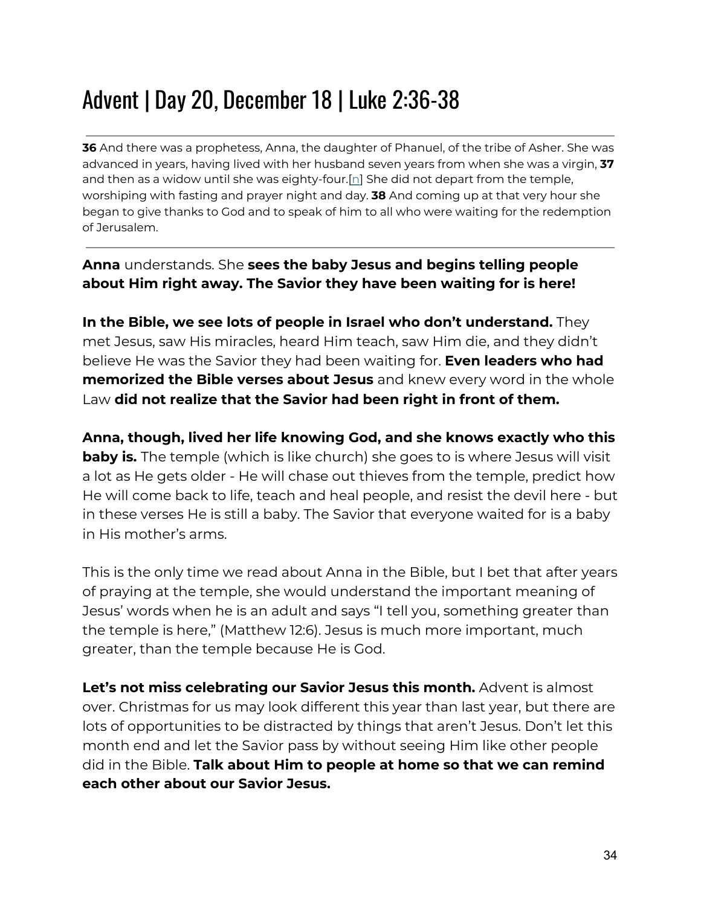# Advent | Day 20, December 18 | Luke 2:36-38

---

**36** And there was a prophetess, Anna, the daughter of Phanuel, of the tribe of Asher. She was advanced in years, having lived with her husband seven years from when she was a virgin, **37** and then as a widow until she was eighty-four.[n] She did not depart from the temple, worshiping with fasting and prayer night and day. **38** And coming up at that very hour she began to give thanks to God and to speak of him to all who were waiting for the redemption of Jerusalem.

---

**Anna** understands. She **sees the baby Jesus and begins telling people about Him right away. The Savior they have been waiting for is here!**

**In the Bible, we see lots of people in Israel who don't understand.** They met Jesus, saw His miracles, heard Him teach, saw Him die, and they didn't believe He was the Savior they had been waiting for. **Even leaders who had memorized the Bible verses about Jesus** and knew every word in the whole Law **did not realize that the Savior had been right in front of them.**

**Anna, though, lived her life knowing God, and she knows exactly who this baby is.** The temple (which is like church) she goes to is where Jesus will visit a lot as He gets older - He will chase out thieves from the temple, predict how He will come back to life, teach and heal people, and resist the devil here - but in these verses He is still a baby. The Savior that everyone waited for is a baby in His mother's arms.

This is the only time we read about Anna in the Bible, but I bet that after years of praying at the temple, she would understand the important meaning of Jesus' words when he is an adult and says "I tell you, something greater than the temple is here," (Matthew 12:6). Jesus is much more important, much greater, than the temple because He is God.

**Let's not miss celebrating our Savior Jesus this month.** Advent is almost over. Christmas for us may look different this year than last year, but there are lots of opportunities to be distracted by things that aren't Jesus. Don't let this month end and let the Savior pass by without seeing Him like other people did in the Bible. **Talk about Him to people at home so that we can remind each other about our Savior Jesus.**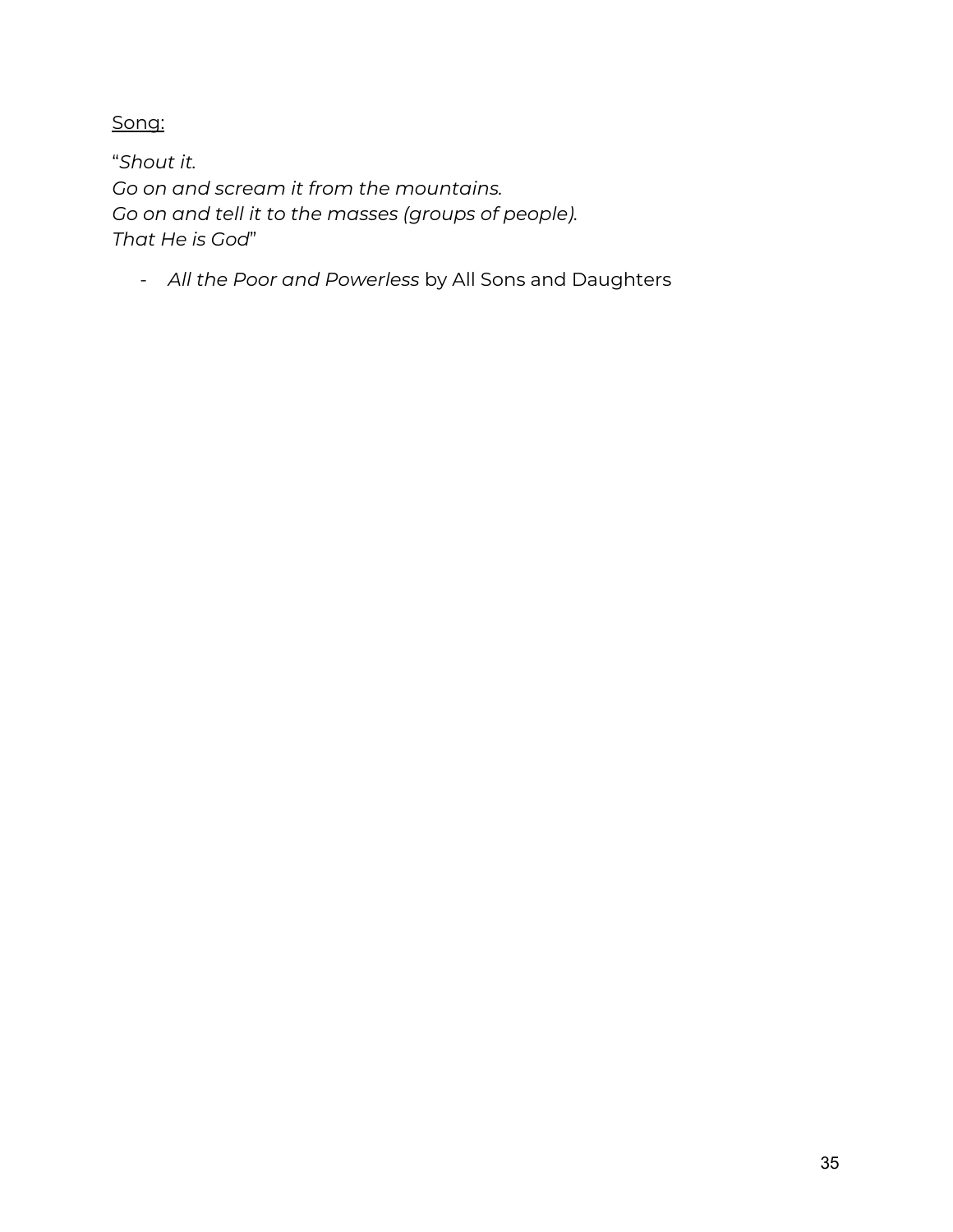<u>Song:</u>

"*Shout it.*
*Go on and scream it from the mountains.*
*Go on and tell it to the masses (groups of people).*
*That He is God*"

- *All the Poor and Powerless* by All Sons and Daughters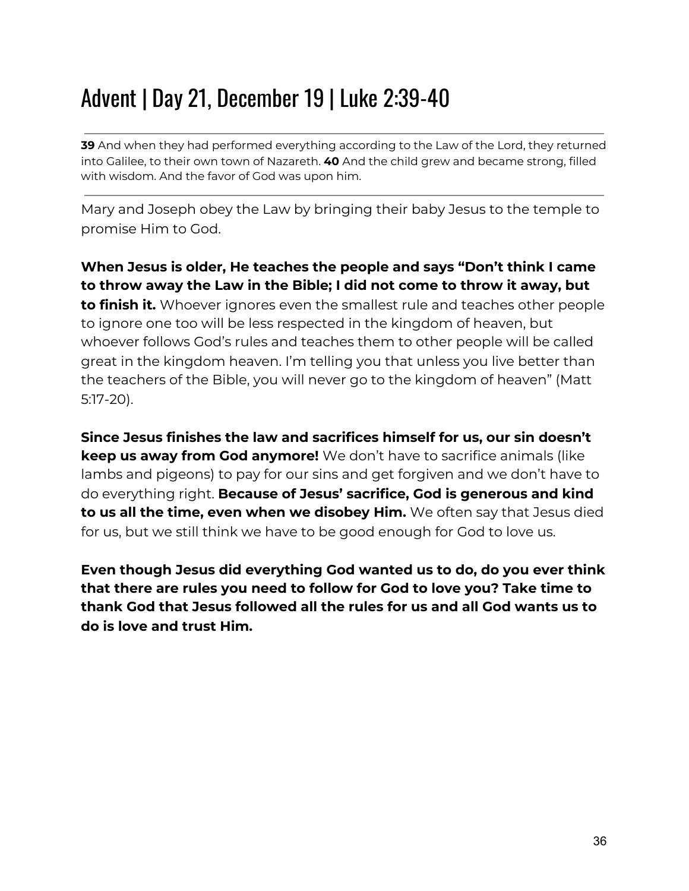# Advent | Day 21, December 19 | Luke 2:39-40

---

**39** And when they had performed everything according to the Law of the Lord, they returned into Galilee, to their own town of Nazareth. **40** And the child grew and became strong, filled with wisdom. And the favor of God was upon him.

---

Mary and Joseph obey the Law by bringing their baby Jesus to the temple to promise Him to God.

**When Jesus is older, He teaches the people and says "Don't think I came to throw away the Law in the Bible; I did not come to throw it away, but to finish it.** Whoever ignores even the smallest rule and teaches other people to ignore one too will be less respected in the kingdom of heaven, but whoever follows God's rules and teaches them to other people will be called great in the kingdom heaven. I'm telling you that unless you live better than the teachers of the Bible, you will never go to the kingdom of heaven" (Matt 5:17-20).

**Since Jesus finishes the law and sacrifices himself for us, our sin doesn't keep us away from God anymore!** We don't have to sacrifice animals (like lambs and pigeons) to pay for our sins and get forgiven and we don't have to do everything right. **Because of Jesus' sacrifice, God is generous and kind to us all the time, even when we disobey Him.** We often say that Jesus died for us, but we still think we have to be good enough for God to love us.

**Even though Jesus did everything God wanted us to do, do you ever think that there are rules you need to follow for God to love you? Take time to thank God that Jesus followed all the rules for us and all God wants us to do is love and trust Him.**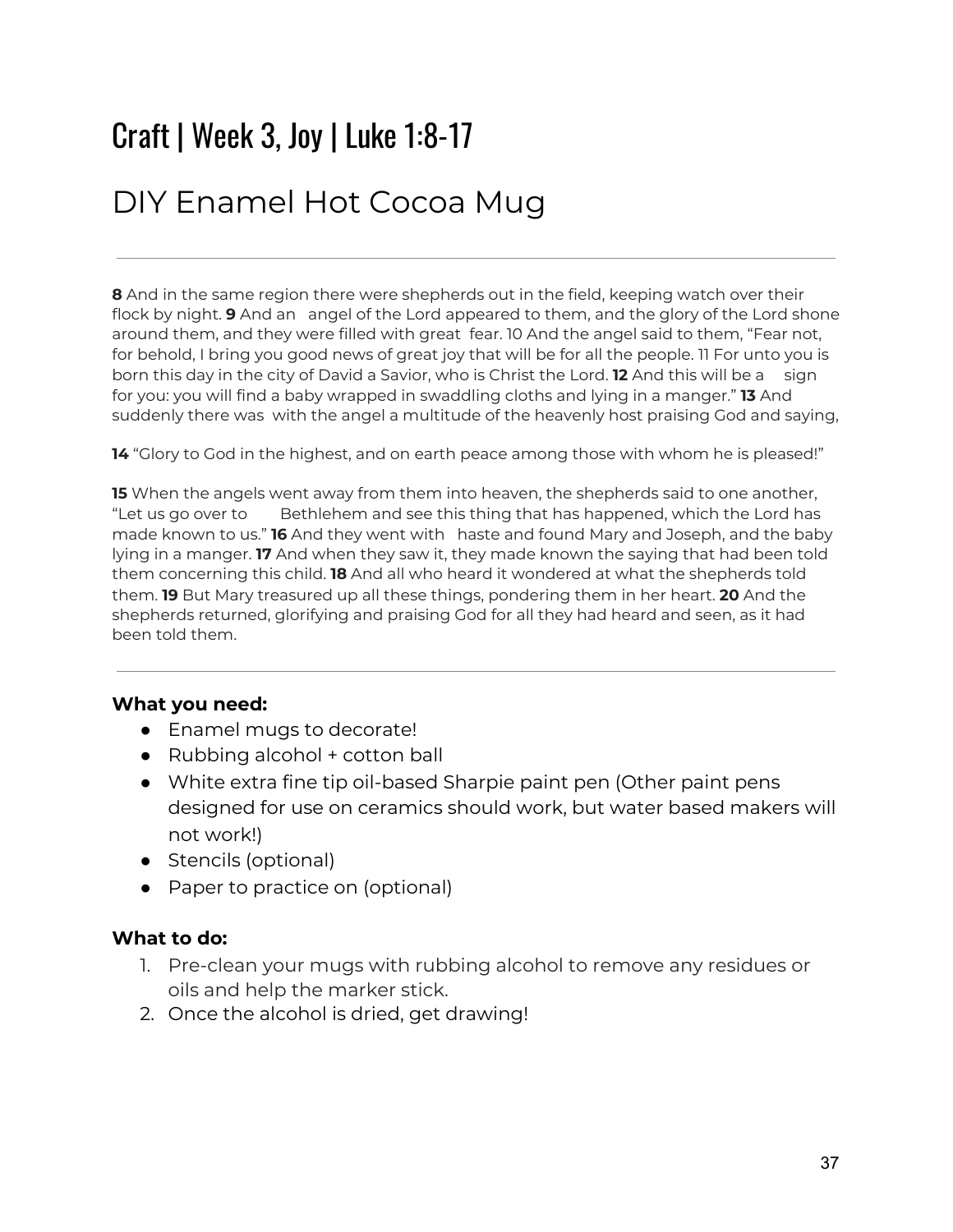# Craft | Week 3, Joy | Luke 1:8-17

## DIY Enamel Hot Cocoa Mug

---

**8** And in the same region there were shepherds out in the field, keeping watch over their flock by night. **9** And an angel of the Lord appeared to them, and the glory of the Lord shone around them, and they were filled with great fear. 10 And the angel said to them, "Fear not, for behold, I bring you good news of great joy that will be for all the people. 11 For unto you is born this day in the city of David a Savior, who is Christ the Lord. **12** And this will be a sign for you: you will find a baby wrapped in swaddling cloths and lying in a manger." **13** And suddenly there was with the angel a multitude of the heavenly host praising God and saying,

**14** "Glory to God in the highest, and on earth peace among those with whom he is pleased!"

**15** When the angels went away from them into heaven, the shepherds said to one another, "Let us go over to Bethlehem and see this thing that has happened, which the Lord has made known to us." **16** And they went with haste and found Mary and Joseph, and the baby lying in a manger. **17** And when they saw it, they made known the saying that had been told them concerning this child. **18** And all who heard it wondered at what the shepherds told them. **19** But Mary treasured up all these things, pondering them in her heart. **20** And the shepherds returned, glorifying and praising God for all they had heard and seen, as it had been told them.

---

**What you need:**

- Enamel mugs to decorate!
- Rubbing alcohol + cotton ball
- White extra fine tip oil-based Sharpie paint pen (Other paint pens designed for use on ceramics should work, but water based makers will not work!)
- Stencils (optional)
- Paper to practice on (optional)

**What to do:**

1. Pre-clean your mugs with rubbing alcohol to remove any residues or oils and help the marker stick.
2. Once the alcohol is dried, get drawing!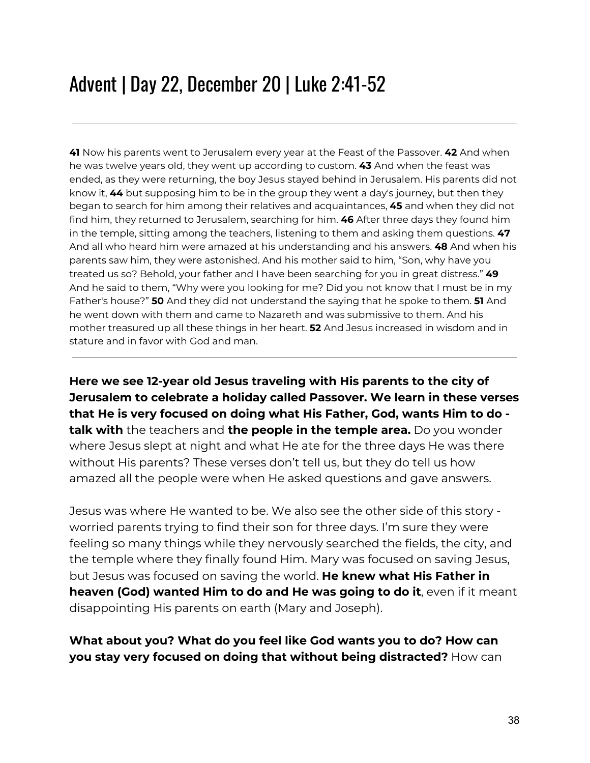# Advent | Day 22, December 20 | Luke 2:41-52

---

**41** Now his parents went to Jerusalem every year at the Feast of the Passover. **42** And when he was twelve years old, they went up according to custom. **43** And when the feast was ended, as they were returning, the boy Jesus stayed behind in Jerusalem. His parents did not know it, **44** but supposing him to be in the group they went a day's journey, but then they began to search for him among their relatives and acquaintances, **45** and when they did not find him, they returned to Jerusalem, searching for him. **46** After three days they found him in the temple, sitting among the teachers, listening to them and asking them questions. **47** And all who heard him were amazed at his understanding and his answers. **48** And when his parents saw him, they were astonished. And his mother said to him, "Son, why have you treated us so? Behold, your father and I have been searching for you in great distress." **49** And he said to them, "Why were you looking for me? Did you not know that I must be in my Father's house?" **50** And they did not understand the saying that he spoke to them. **51** And he went down with them and came to Nazareth and was submissive to them. And his mother treasured up all these things in her heart. **52** And Jesus increased in wisdom and in stature and in favor with God and man.

---

**Here we see 12-year old Jesus traveling with His parents to the city of Jerusalem to celebrate a holiday called Passover. We learn in these verses that He is very focused on doing what His Father, God, wants Him to do - talk with** the teachers and **the people in the temple area.** Do you wonder where Jesus slept at night and what He ate for the three days He was there without His parents? These verses don't tell us, but they do tell us how amazed all the people were when He asked questions and gave answers.

Jesus was where He wanted to be. We also see the other side of this story - worried parents trying to find their son for three days. I'm sure they were feeling so many things while they nervously searched the fields, the city, and the temple where they finally found Him. Mary was focused on saving Jesus, but Jesus was focused on saving the world. **He knew what His Father in heaven (God) wanted Him to do and He was going to do it**, even if it meant disappointing His parents on earth (Mary and Joseph).

**What about you? What do you feel like God wants you to do? How can you stay very focused on doing that without being distracted?** How can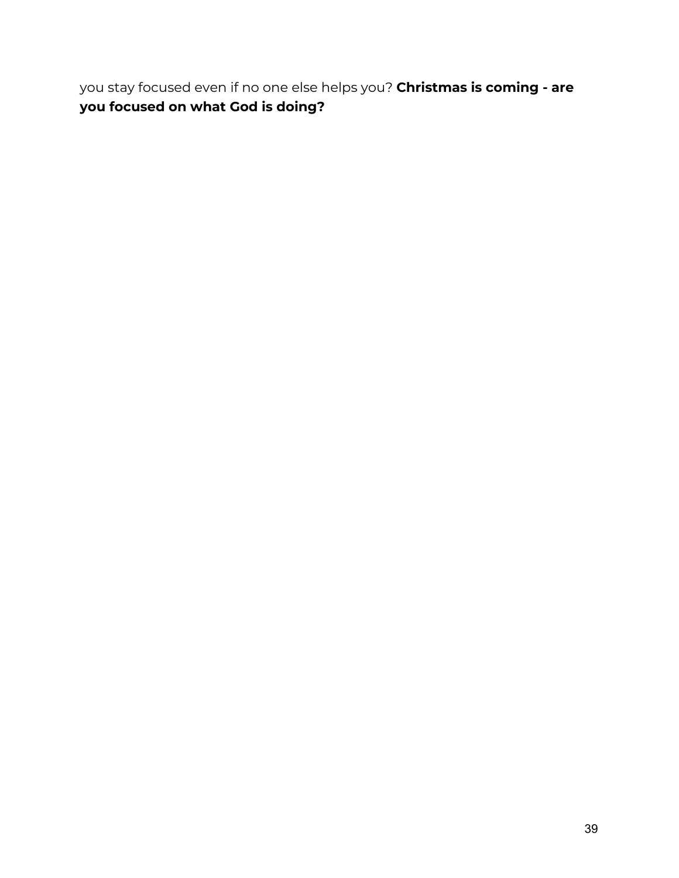you stay focused even if no one else helps you? **Christmas is coming - are you focused on what God is doing?**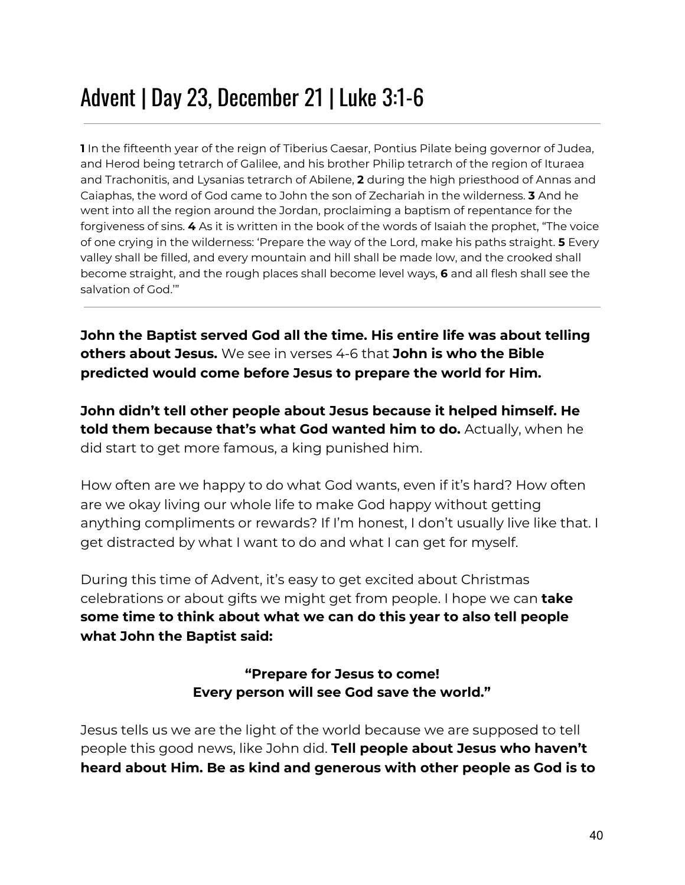# Advent | Day 23, December 21 | Luke 3:1-6

---

**1** In the fifteenth year of the reign of Tiberius Caesar, Pontius Pilate being governor of Judea, and Herod being tetrarch of Galilee, and his brother Philip tetrarch of the region of Ituraea and Trachonitis, and Lysanias tetrarch of Abilene, **2** during the high priesthood of Annas and Caiaphas, the word of God came to John the son of Zechariah in the wilderness. **3** And he went into all the region around the Jordan, proclaiming a baptism of repentance for the forgiveness of sins. **4** As it is written in the book of the words of Isaiah the prophet, "The voice of one crying in the wilderness: 'Prepare the way of the Lord, make his paths straight. **5** Every valley shall be filled, and every mountain and hill shall be made low, and the crooked shall become straight, and the rough places shall become level ways, **6** and all flesh shall see the salvation of God.'"

---

**John the Baptist served God all the time. His entire life was about telling others about Jesus.** We see in verses 4-6 that **John is who the Bible predicted would come before Jesus to prepare the world for Him.**

**John didn't tell other people about Jesus because it helped himself. He told them because that's what God wanted him to do.** Actually, when he did start to get more famous, a king punished him.

How often are we happy to do what God wants, even if it's hard? How often are we okay living our whole life to make God happy without getting anything compliments or rewards? If I'm honest, I don't usually live like that. I get distracted by what I want to do and what I can get for myself.

During this time of Advent, it's easy to get excited about Christmas celebrations or about gifts we might get from people. I hope we can **take some time to think about what we can do this year to also tell people what John the Baptist said:**

**"Prepare for Jesus to come!**
**Every person will see God save the world."**

Jesus tells us we are the light of the world because we are supposed to tell people this good news, like John did. **Tell people about Jesus who haven't heard about Him. Be as kind and generous with other people as God is to**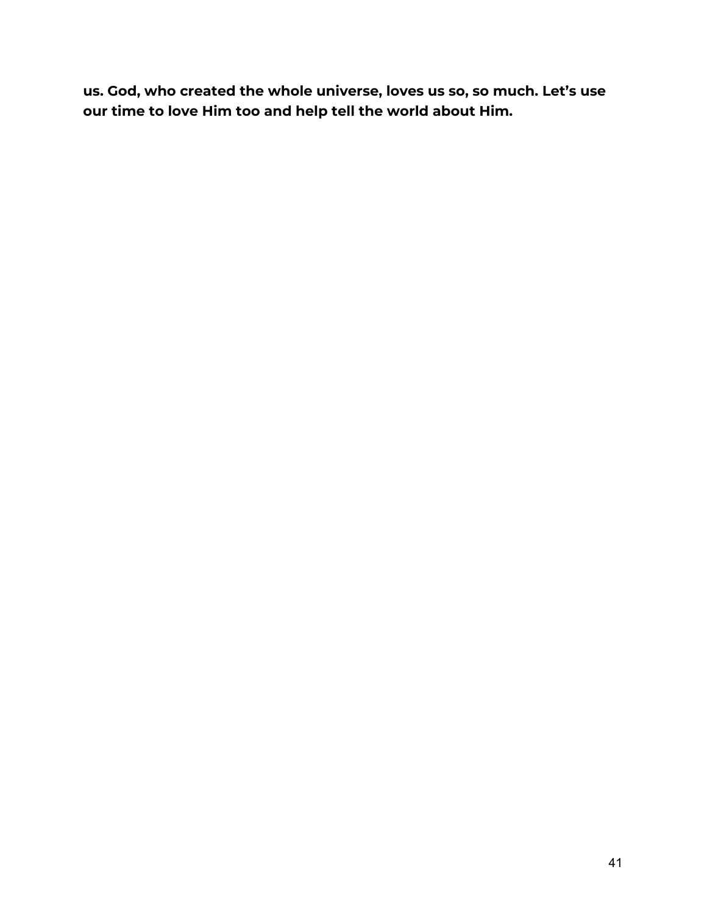**us. God, who created the whole universe, loves us so, so much. Let's use our time to love Him too and help tell the world about Him.**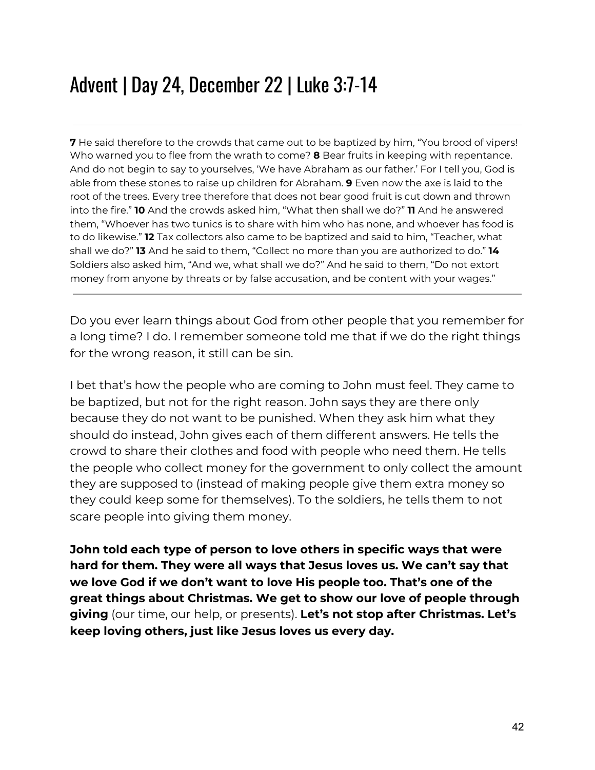# Advent | Day 24, December 22 | Luke 3:7-14

---

**7** He said therefore to the crowds that came out to be baptized by him, “You brood of vipers! Who warned you to flee from the wrath to come? **8** Bear fruits in keeping with repentance. And do not begin to say to yourselves, ‘We have Abraham as our father.’ For I tell you, God is able from these stones to raise up children for Abraham. **9** Even now the axe is laid to the root of the trees. Every tree therefore that does not bear good fruit is cut down and thrown into the fire.” **10** And the crowds asked him, “What then shall we do?” **11** And he answered them, “Whoever has two tunics is to share with him who has none, and whoever has food is to do likewise.” **12** Tax collectors also came to be baptized and said to him, “Teacher, what shall we do?” **13** And he said to them, “Collect no more than you are authorized to do.” **14** Soldiers also asked him, “And we, what shall we do?” And he said to them, “Do not extort money from anyone by threats or by false accusation, and be content with your wages.”

---

Do you ever learn things about God from other people that you remember for a long time? I do. I remember someone told me that if we do the right things for the wrong reason, it still can be sin.

I bet that’s how the people who are coming to John must feel. They came to be baptized, but not for the right reason. John says they are there only because they do not want to be punished. When they ask him what they should do instead, John gives each of them different answers. He tells the crowd to share their clothes and food with people who need them. He tells the people who collect money for the government to only collect the amount they are supposed to (instead of making people give them extra money so they could keep some for themselves). To the soldiers, he tells them to not scare people into giving them money.

**John told each type of person to love others in specific ways that were hard for them. They were all ways that Jesus loves us. We can’t say that we love God if we don’t want to love His people too. That’s one of the great things about Christmas. We get to show our love of people through giving** (our time, our help, or presents). **Let’s not stop after Christmas. Let’s keep loving others, just like Jesus loves us every day.**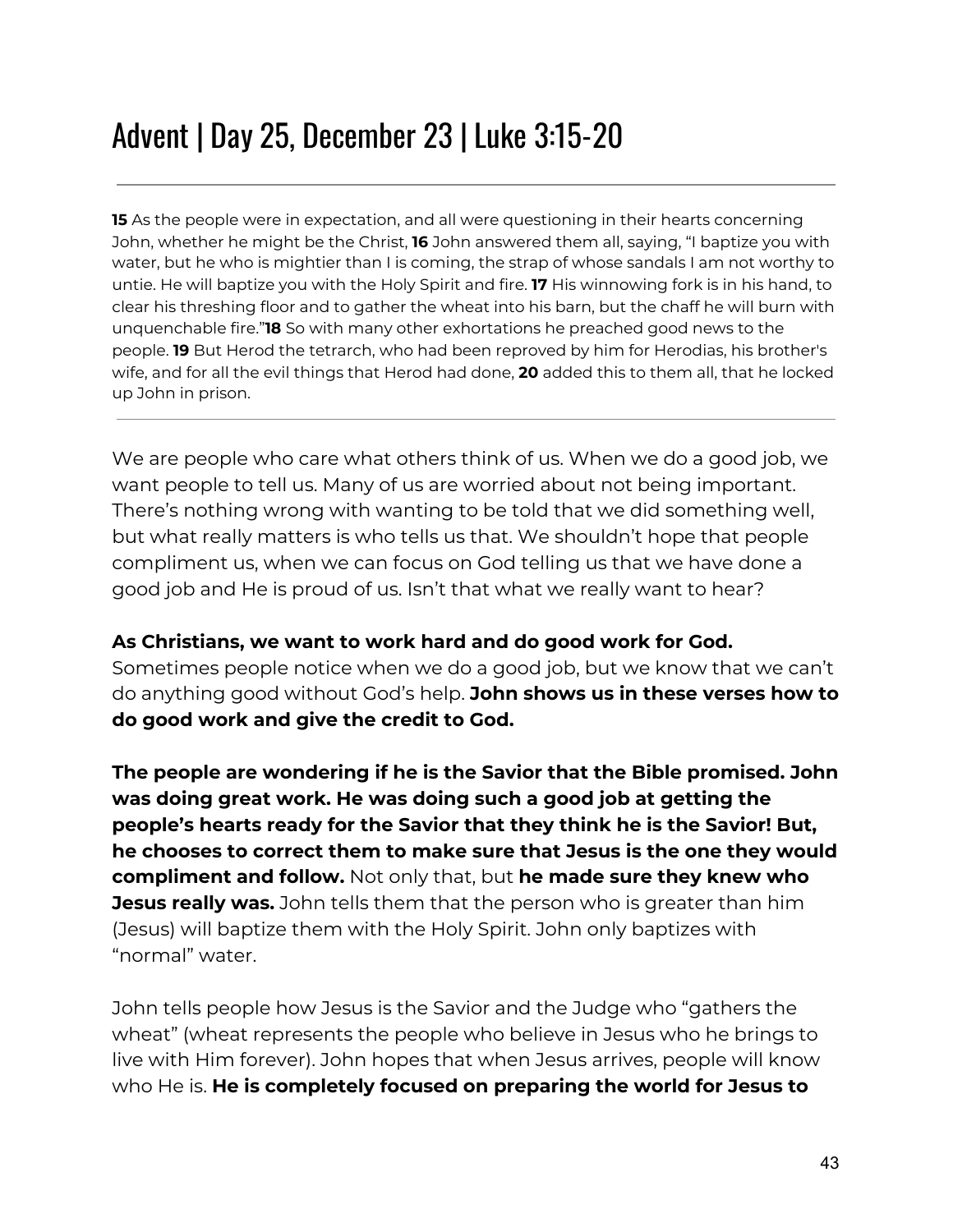# Advent | Day 25, December 23 | Luke 3:15-20

---

**15** As the people were in expectation, and all were questioning in their hearts concerning John, whether he might be the Christ, **16** John answered them all, saying, "I baptize you with water, but he who is mightier than I is coming, the strap of whose sandals I am not worthy to untie. He will baptize you with the Holy Spirit and fire. **17** His winnowing fork is in his hand, to clear his threshing floor and to gather the wheat into his barn, but the chaff he will burn with unquenchable fire."**18** So with many other exhortations he preached good news to the people. **19** But Herod the tetrarch, who had been reproved by him for Herodias, his brother's wife, and for all the evil things that Herod had done, **20** added this to them all, that he locked up John in prison.

---

We are people who care what others think of us. When we do a good job, we want people to tell us. Many of us are worried about not being important. There's nothing wrong with wanting to be told that we did something well, but what really matters is who tells us that. We shouldn't hope that people compliment us, when we can focus on God telling us that we have done a good job and He is proud of us. Isn't that what we really want to hear?

**As Christians, we want to work hard and do good work for God.** Sometimes people notice when we do a good job, but we know that we can't do anything good without God's help. **John shows us in these verses how to do good work and give the credit to God.**

**The people are wondering if he is the Savior that the Bible promised. John was doing great work. He was doing such a good job at getting the people's hearts ready for the Savior that they think he is the Savior! But, he chooses to correct them to make sure that Jesus is the one they would compliment and follow.** Not only that, but **he made sure they knew who Jesus really was.** John tells them that the person who is greater than him (Jesus) will baptize them with the Holy Spirit. John only baptizes with "normal" water.

John tells people how Jesus is the Savior and the Judge who "gathers the wheat" (wheat represents the people who believe in Jesus who he brings to live with Him forever). John hopes that when Jesus arrives, people will know who He is. **He is completely focused on preparing the world for Jesus to**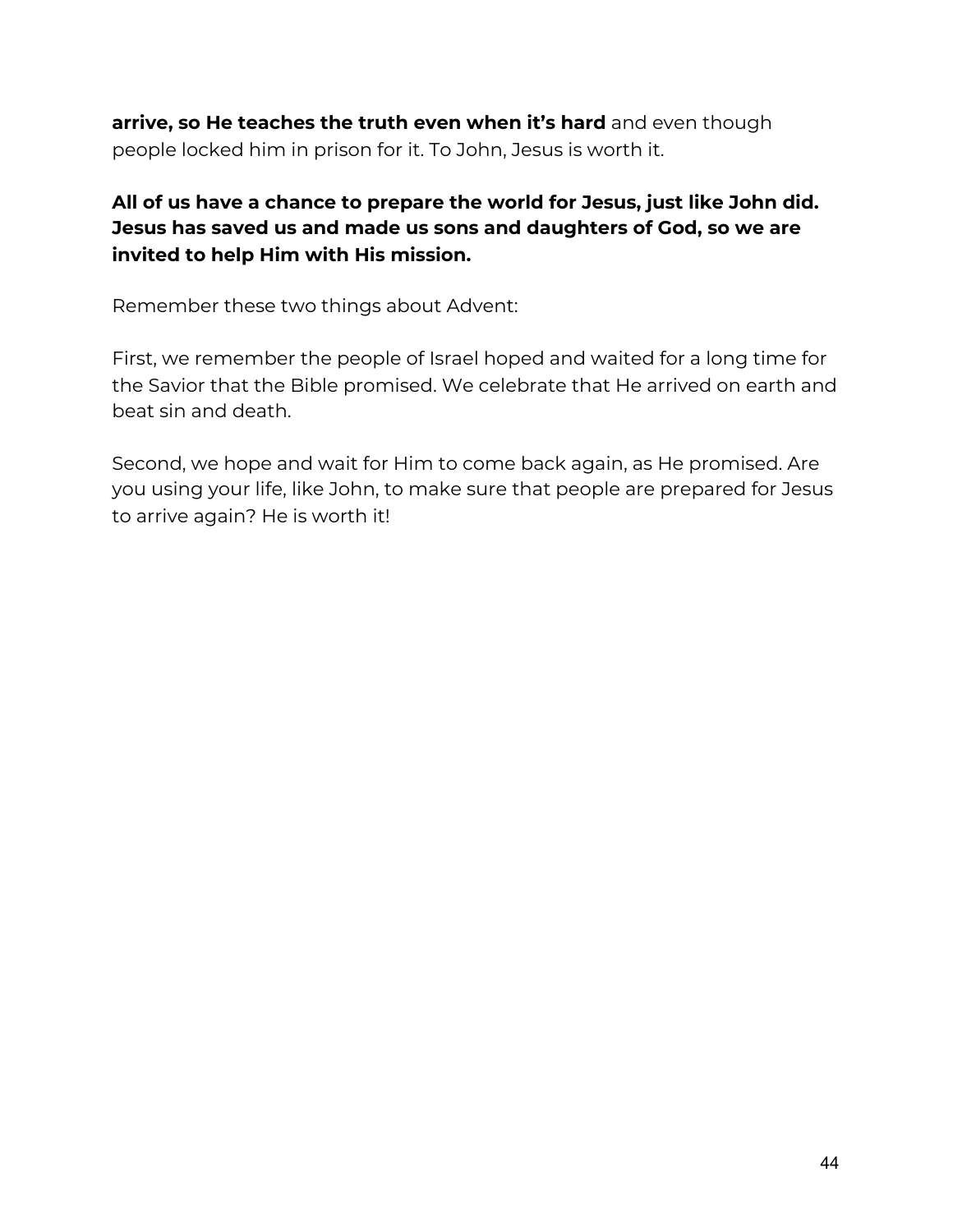**arrive, so He teaches the truth even when it's hard** and even though people locked him in prison for it. To John, Jesus is worth it.

**All of us have a chance to prepare the world for Jesus, just like John did. Jesus has saved us and made us sons and daughters of God, so we are invited to help Him with His mission.**

Remember these two things about Advent:

First, we remember the people of Israel hoped and waited for a long time for the Savior that the Bible promised. We celebrate that He arrived on earth and beat sin and death.

Second, we hope and wait for Him to come back again, as He promised. Are you using your life, like John, to make sure that people are prepared for Jesus to arrive again? He is worth it!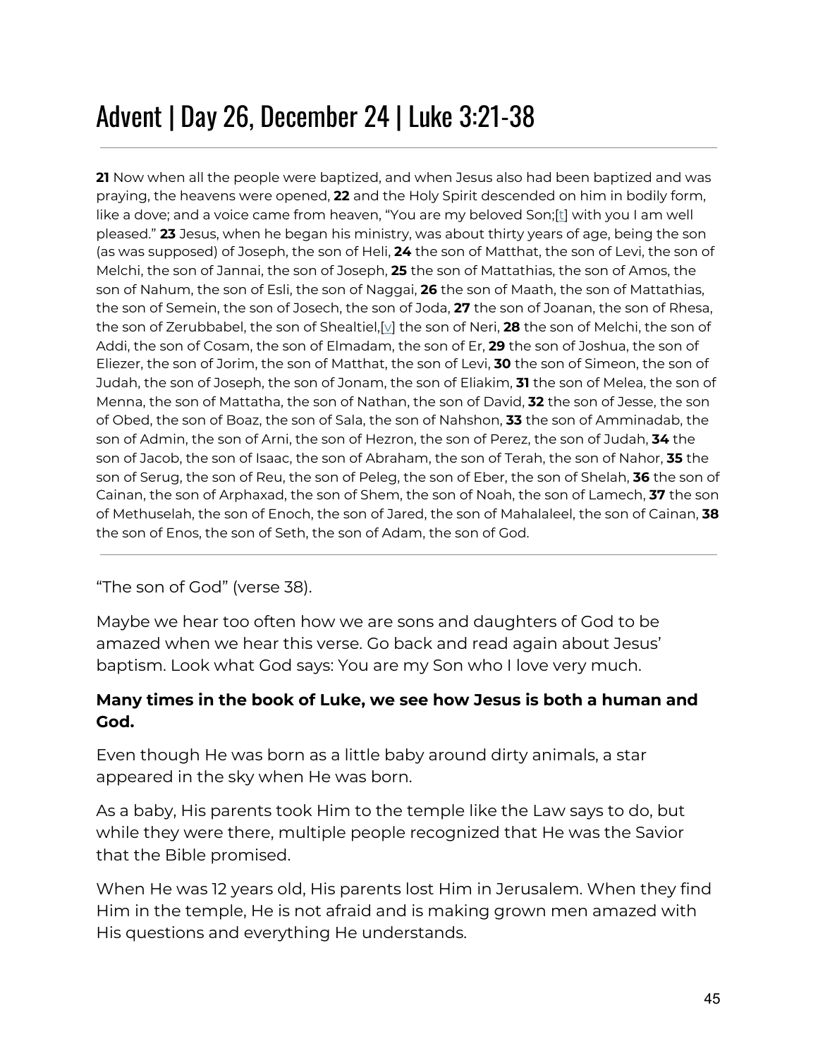# Advent | Day 26, December 24 | Luke 3:21-38

---

**21** Now when all the people were baptized, and when Jesus also had been baptized and was praying, the heavens were opened, **22** and the Holy Spirit descended on him in bodily form, like a dove; and a voice came from heaven, "You are my beloved Son;[t] with you I am well pleased." **23** Jesus, when he began his ministry, was about thirty years of age, being the son (as was supposed) of Joseph, the son of Heli, **24** the son of Matthat, the son of Levi, the son of Melchi, the son of Jannai, the son of Joseph, **25** the son of Mattathias, the son of Amos, the son of Nahum, the son of Esli, the son of Naggai, **26** the son of Maath, the son of Mattathias, the son of Semein, the son of Josech, the son of Joda, **27** the son of Joanan, the son of Rhesa, the son of Zerubbabel, the son of Shealtiel,[v] the son of Neri, **28** the son of Melchi, the son of Addi, the son of Cosam, the son of Elmadam, the son of Er, **29** the son of Joshua, the son of Eliezer, the son of Jorim, the son of Matthat, the son of Levi, **30** the son of Simeon, the son of Judah, the son of Joseph, the son of Jonam, the son of Eliakim, **31** the son of Melea, the son of Menna, the son of Mattatha, the son of Nathan, the son of David, **32** the son of Jesse, the son of Obed, the son of Boaz, the son of Sala, the son of Nahshon, **33** the son of Amminadab, the son of Admin, the son of Arni, the son of Hezron, the son of Perez, the son of Judah, **34** the son of Jacob, the son of Isaac, the son of Abraham, the son of Terah, the son of Nahor, **35** the son of Serug, the son of Reu, the son of Peleg, the son of Eber, the son of Shelah, **36** the son of Cainan, the son of Arphaxad, the son of Shem, the son of Noah, the son of Lamech, **37** the son of Methuselah, the son of Enoch, the son of Jared, the son of Mahalaleel, the son of Cainan, **38** the son of Enos, the son of Seth, the son of Adam, the son of God.

---

"The son of God" (verse 38).

Maybe we hear too often how we are sons and daughters of God to be amazed when we hear this verse. Go back and read again about Jesus' baptism. Look what God says: You are my Son who I love very much.

**Many times in the book of Luke, we see how Jesus is both a human and God.**

Even though He was born as a little baby around dirty animals, a star appeared in the sky when He was born.

As a baby, His parents took Him to the temple like the Law says to do, but while they were there, multiple people recognized that He was the Savior that the Bible promised.

When He was 12 years old, His parents lost Him in Jerusalem. When they find Him in the temple, He is not afraid and is making grown men amazed with His questions and everything He understands.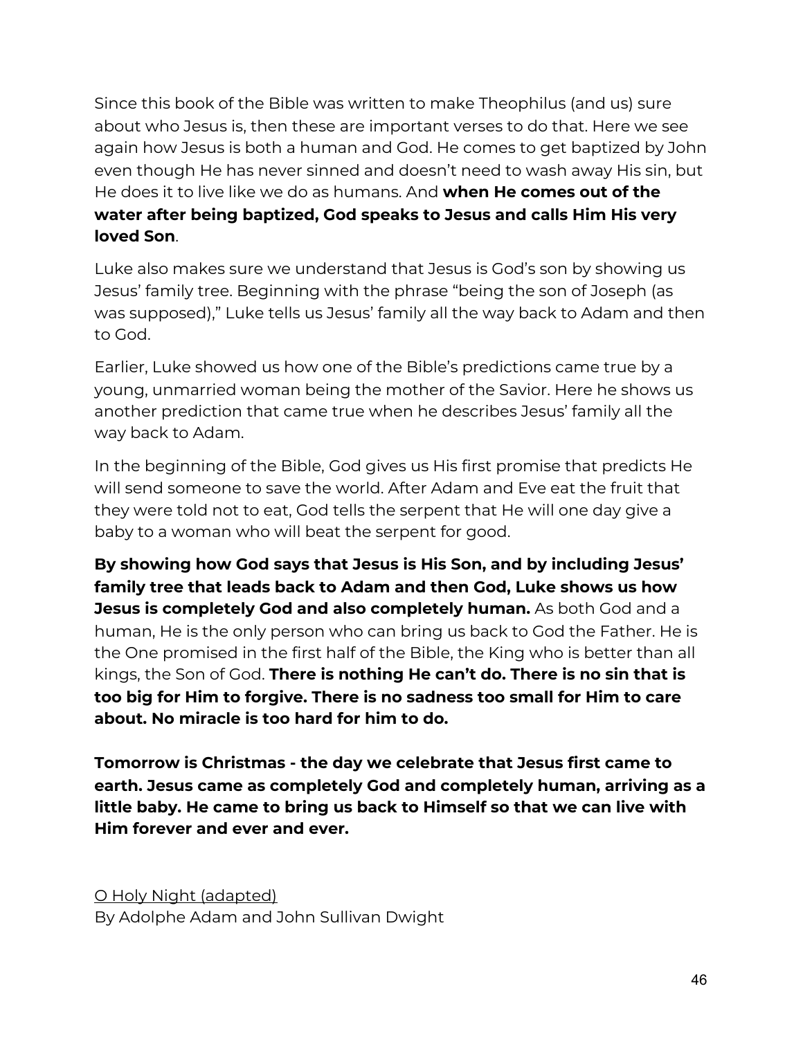Since this book of the Bible was written to make Theophilus (and us) sure about who Jesus is, then these are important verses to do that. Here we see again how Jesus is both a human and God. He comes to get baptized by John even though He has never sinned and doesn't need to wash away His sin, but He does it to live like we do as humans. And **when He comes out of the water after being baptized, God speaks to Jesus and calls Him His very loved Son**.

Luke also makes sure we understand that Jesus is God's son by showing us Jesus' family tree. Beginning with the phrase "being the son of Joseph (as was supposed)," Luke tells us Jesus' family all the way back to Adam and then to God.

Earlier, Luke showed us how one of the Bible's predictions came true by a young, unmarried woman being the mother of the Savior. Here he shows us another prediction that came true when he describes Jesus' family all the way back to Adam.

In the beginning of the Bible, God gives us His first promise that predicts He will send someone to save the world. After Adam and Eve eat the fruit that they were told not to eat, God tells the serpent that He will one day give a baby to a woman who will beat the serpent for good.

**By showing how God says that Jesus is His Son, and by including Jesus' family tree that leads back to Adam and then God, Luke shows us how Jesus is completely God and also completely human.** As both God and a human, He is the only person who can bring us back to God the Father. He is the One promised in the first half of the Bible, the King who is better than all kings, the Son of God. **There is nothing He can't do. There is no sin that is too big for Him to forgive. There is no sadness too small for Him to care about. No miracle is too hard for him to do.**

**Tomorrow is Christmas - the day we celebrate that Jesus first came to earth. Jesus came as completely God and completely human, arriving as a little baby. He came to bring us back to Himself so that we can live with Him forever and ever and ever.**

<u>O Holy Night (adapted)</u>
By Adolphe Adam and John Sullivan Dwight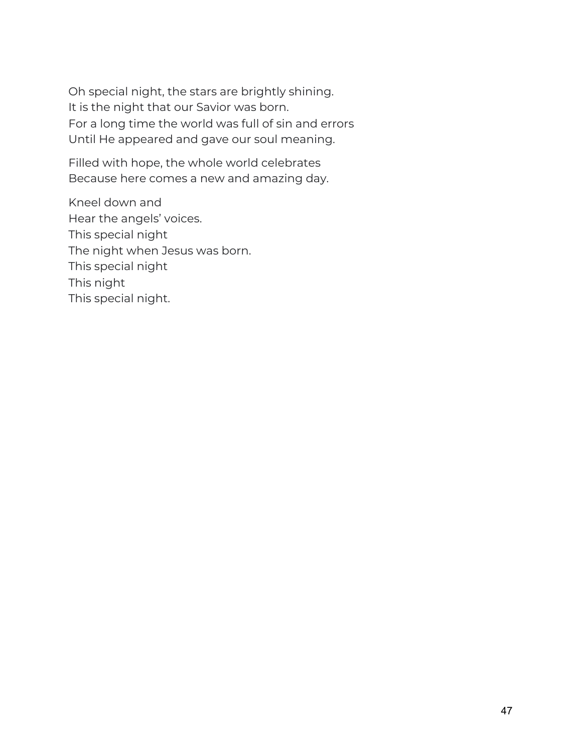Oh special night, the stars are brightly shining.
It is the night that our Savior was born.
For a long time the world was full of sin and errors
Until He appeared and gave our soul meaning.

Filled with hope, the whole world celebrates
Because here comes a new and amazing day.

Kneel down and
Hear the angels' voices.
This special night
The night when Jesus was born.
This special night
This night
This special night.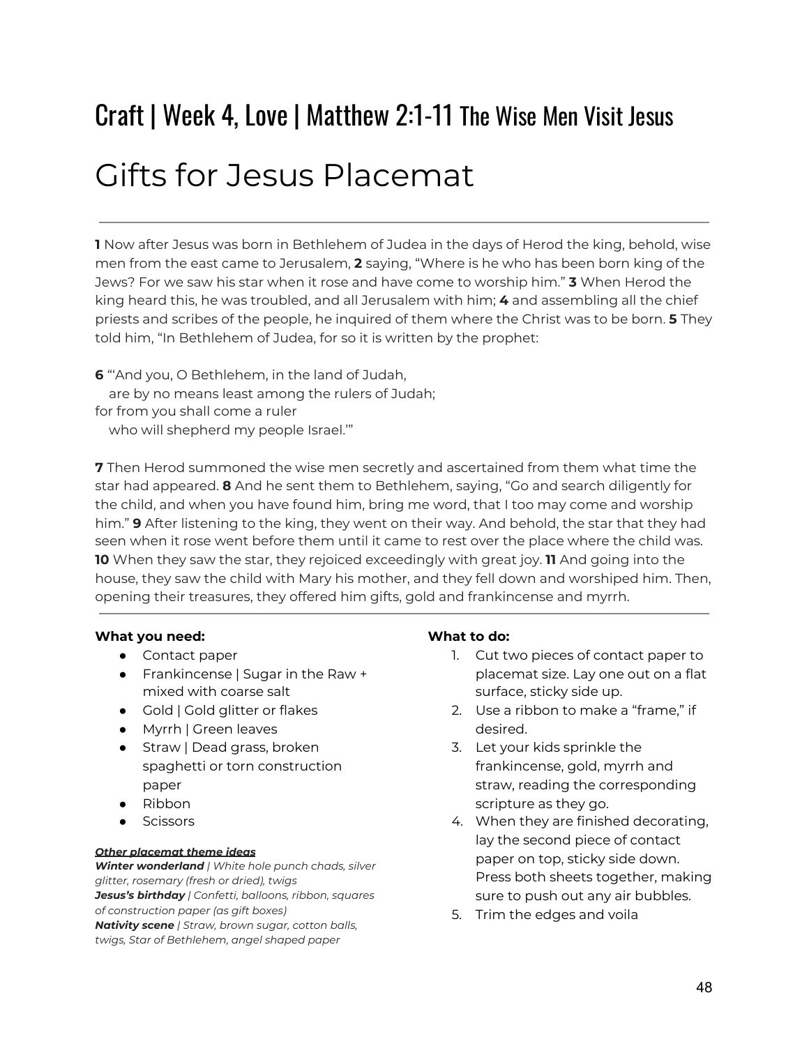## Craft | Week 4, Love | Matthew 2:1-11 The Wise Men Visit Jesus

# Gifts for Jesus Placemat

---

**1** Now after Jesus was born in Bethlehem of Judea in the days of Herod the king, behold, wise men from the east came to Jerusalem, **2** saying, "Where is he who has been born king of the Jews? For we saw his star when it rose and have come to worship him." **3** When Herod the king heard this, he was troubled, and all Jerusalem with him; **4** and assembling all the chief priests and scribes of the people, he inquired of them where the Christ was to be born. **5** They told him, "In Bethlehem of Judea, for so it is written by the prophet:

**6** "'And you, O Bethlehem, in the land of Judah,
   are by no means least among the rulers of Judah;
for from you shall come a ruler
   who will shepherd my people Israel.'"

**7** Then Herod summoned the wise men secretly and ascertained from them what time the star had appeared. **8** And he sent them to Bethlehem, saying, "Go and search diligently for the child, and when you have found him, bring me word, that I too may come and worship him." **9** After listening to the king, they went on their way. And behold, the star that they had seen when it rose went before them until it came to rest over the place where the child was. **10** When they saw the star, they rejoiced exceedingly with great joy. **11** And going into the house, they saw the child with Mary his mother, and they fell down and worshiped him. Then, opening their treasures, they offered him gifts, gold and frankincense and myrrh.

---

**What you need:**

- Contact paper
- Frankincense | Sugar in the Raw + mixed with coarse salt
- Gold | Gold glitter or flakes
- Myrrh | Green leaves
- Straw | Dead grass, broken spaghetti or torn construction paper
- Ribbon
- Scissors

***Other placemat theme ideas***
***Winter wonderland*** *| White hole punch chads, silver glitter, rosemary (fresh or dried), twigs*
***Jesus's birthday*** *| Confetti, balloons, ribbon, squares of construction paper (as gift boxes)*
***Nativity scene*** *| Straw, brown sugar, cotton balls, twigs, Star of Bethlehem, angel shaped paper*

**What to do:**

1. Cut two pieces of contact paper to placemat size. Lay one out on a flat surface, sticky side up.
2. Use a ribbon to make a "frame," if desired.
3. Let your kids sprinkle the frankincense, gold, myrrh and straw, reading the corresponding scripture as they go.
4. When they are finished decorating, lay the second piece of contact paper on top, sticky side down. Press both sheets together, making sure to push out any air bubbles.
5. Trim the edges and voila